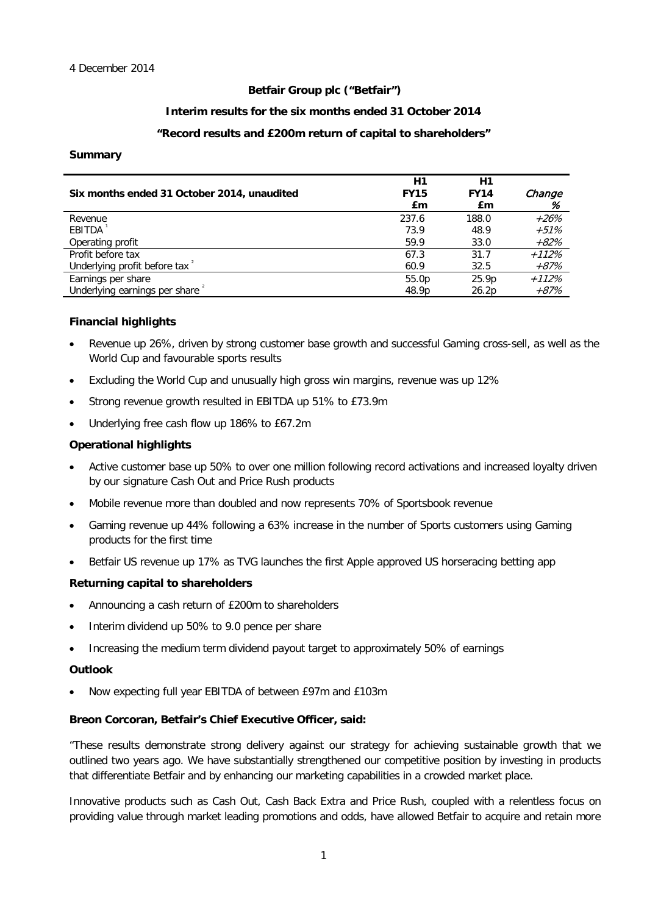4 December 2014

**Betfair Group plc ("Betfair")**

**Interim results for the six months ended 31 October 2014**

**"Record results and £200m return of capital to shareholders"**

**Summary**

| Six months ended 31 October 2014, unaudited | H1 FY15 £m | H1 FY14 £m | *Change %* |
|---|---|---|---|
| Revenue | 237.6 | 188.0 | *+26%* |
| EBITDA [1] | 73.9 | 48.9 | *+51%* |
| Operating profit | 59.9 | 33.0 | *+82%* |
| Profit before tax | 67.3 | 31.7 | *+112%* |
| Underlying profit before tax [2] | 60.9 | 32.5 | *+87%* |
| Earnings per share | 55.0p | 25.9p | *+112%* |
| Underlying earnings per share [2] | 48.9p | 26.2p | *+87%* |

**Financial highlights**

- Revenue up 26%, driven by strong customer base growth and successful Gaming cross-sell, as well as the World Cup and favourable sports results
- Excluding the World Cup and unusually high gross win margins, revenue was up 12%
- Strong revenue growth resulted in EBITDA up 51% to £73.9m
- Underlying free cash flow up 186% to £67.2m

**Operational highlights**

- Active customer base up 50% to over one million following record activations and increased loyalty driven by our signature Cash Out and Price Rush products
- Mobile revenue more than doubled and now represents 70% of Sportsbook revenue
- Gaming revenue up 44% following a 63% increase in the number of Sports customers using Gaming products for the first time
- Betfair US revenue up 17% as TVG launches the first Apple approved US horseracing betting app

**Returning capital to shareholders**

- Announcing a cash return of £200m to shareholders
- Interim dividend up 50% to 9.0 pence per share
- Increasing the medium term dividend payout target to approximately 50% of earnings

**Outlook**

- Now expecting full year EBITDA of between £97m and £103m

**Breon Corcoran, Betfair's Chief Executive Officer, said:**

"These results demonstrate strong delivery against our strategy for achieving sustainable growth that we outlined two years ago. We have substantially strengthened our competitive position by investing in products that differentiate Betfair and by enhancing our marketing capabilities in a crowded market place.

Innovative products such as Cash Out, Cash Back Extra and Price Rush, coupled with a relentless focus on providing value through market leading promotions and odds, have allowed Betfair to acquire and retain more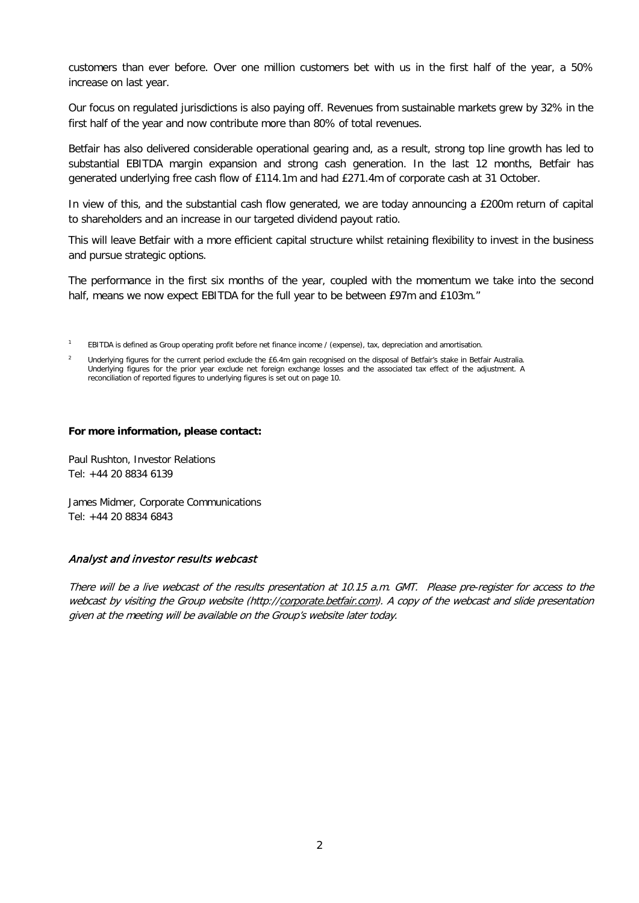customers than ever before. Over one million customers bet with us in the first half of the year, a 50% increase on last year.

Our focus on regulated jurisdictions is also paying off. Revenues from sustainable markets grew by 32% in the first half of the year and now contribute more than 80% of total revenues.

Betfair has also delivered considerable operational gearing and, as a result, strong top line growth has led to substantial EBITDA margin expansion and strong cash generation. In the last 12 months, Betfair has generated underlying free cash flow of £114.1m and had £271.4m of corporate cash at 31 October.

In view of this, and the substantial cash flow generated, we are today announcing a £200m return of capital to shareholders and an increase in our targeted dividend payout ratio.

This will leave Betfair with a more efficient capital structure whilst retaining flexibility to invest in the business and pursue strategic options.

The performance in the first six months of the year, coupled with the momentum we take into the second half, means we now expect EBITDA for the full year to be between £97m and £103m."

[1] EBITDA is defined as Group operating profit before net finance income / (expense), tax, depreciation and amortisation.

[2] Underlying figures for the current period exclude the £6.4m gain recognised on the disposal of Betfair's stake in Betfair Australia. Underlying figures for the prior year exclude net foreign exchange losses and the associated tax effect of the adjustment. A reconciliation of reported figures to underlying figures is set out on page 10.

**For more information, please contact:**

Paul Rushton, Investor Relations
Tel: +44 20 8834 6139

James Midmer, Corporate Communications
Tel: +44 20 8834 6843

*Analyst and investor results webcast*

*There will be a live webcast of the results presentation at 10.15 a.m. GMT. Please pre-register for access to the webcast by visiting the Group website (http://corporate.betfair.com). A copy of the webcast and slide presentation given at the meeting will be available on the Group's website later today.*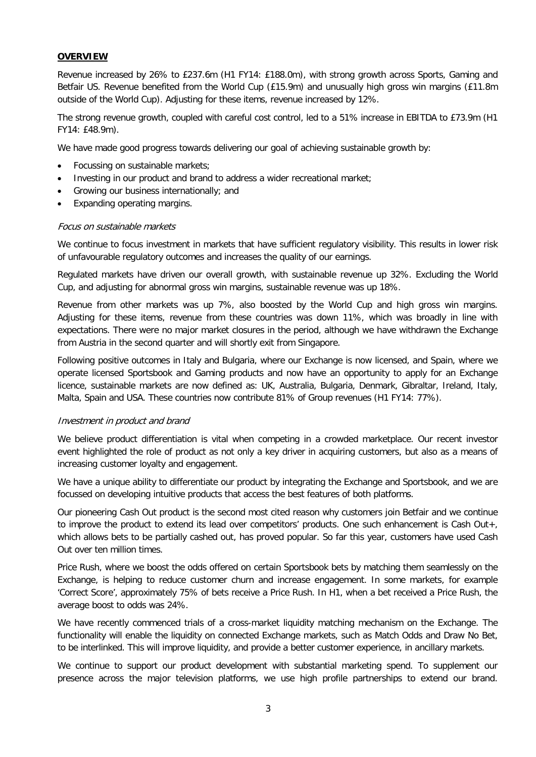## **OVERVIEW**

Revenue increased by 26% to £237.6m (H1 FY14: £188.0m), with strong growth across Sports, Gaming and Betfair US. Revenue benefited from the World Cup (£15.9m) and unusually high gross win margins (£11.8m outside of the World Cup). Adjusting for these items, revenue increased by 12%.

The strong revenue growth, coupled with careful cost control, led to a 51% increase in EBITDA to £73.9m (H1 FY14: £48.9m).

We have made good progress towards delivering our goal of achieving sustainable growth by:

- Focussing on sustainable markets;
- Investing in our product and brand to address a wider recreational market;
- Growing our business internationally; and
- Expanding operating margins.

### *Focus on sustainable markets*

We continue to focus investment in markets that have sufficient regulatory visibility. This results in lower risk of unfavourable regulatory outcomes and increases the quality of our earnings.

Regulated markets have driven our overall growth, with sustainable revenue up 32%. Excluding the World Cup, and adjusting for abnormal gross win margins, sustainable revenue was up 18%.

Revenue from other markets was up 7%, also boosted by the World Cup and high gross win margins. Adjusting for these items, revenue from these countries was down 11%, which was broadly in line with expectations. There were no major market closures in the period, although we have withdrawn the Exchange from Austria in the second quarter and will shortly exit from Singapore.

Following positive outcomes in Italy and Bulgaria, where our Exchange is now licensed, and Spain, where we operate licensed Sportsbook and Gaming products and now have an opportunity to apply for an Exchange licence, sustainable markets are now defined as: UK, Australia, Bulgaria, Denmark, Gibraltar, Ireland, Italy, Malta, Spain and USA. These countries now contribute 81% of Group revenues (H1 FY14: 77%).

### *Investment in product and brand*

We believe product differentiation is vital when competing in a crowded marketplace. Our recent investor event highlighted the role of product as not only a key driver in acquiring customers, but also as a means of increasing customer loyalty and engagement.

We have a unique ability to differentiate our product by integrating the Exchange and Sportsbook, and we are focussed on developing intuitive products that access the best features of both platforms.

Our pioneering Cash Out product is the second most cited reason why customers join Betfair and we continue to improve the product to extend its lead over competitors' products. One such enhancement is Cash Out+, which allows bets to be partially cashed out, has proved popular. So far this year, customers have used Cash Out over ten million times.

Price Rush, where we boost the odds offered on certain Sportsbook bets by matching them seamlessly on the Exchange, is helping to reduce customer churn and increase engagement. In some markets, for example 'Correct Score', approximately 75% of bets receive a Price Rush. In H1, when a bet received a Price Rush, the average boost to odds was 24%.

We have recently commenced trials of a cross-market liquidity matching mechanism on the Exchange. The functionality will enable the liquidity on connected Exchange markets, such as Match Odds and Draw No Bet, to be interlinked. This will improve liquidity, and provide a better customer experience, in ancillary markets.

We continue to support our product development with substantial marketing spend. To supplement our presence across the major television platforms, we use high profile partnerships to extend our brand.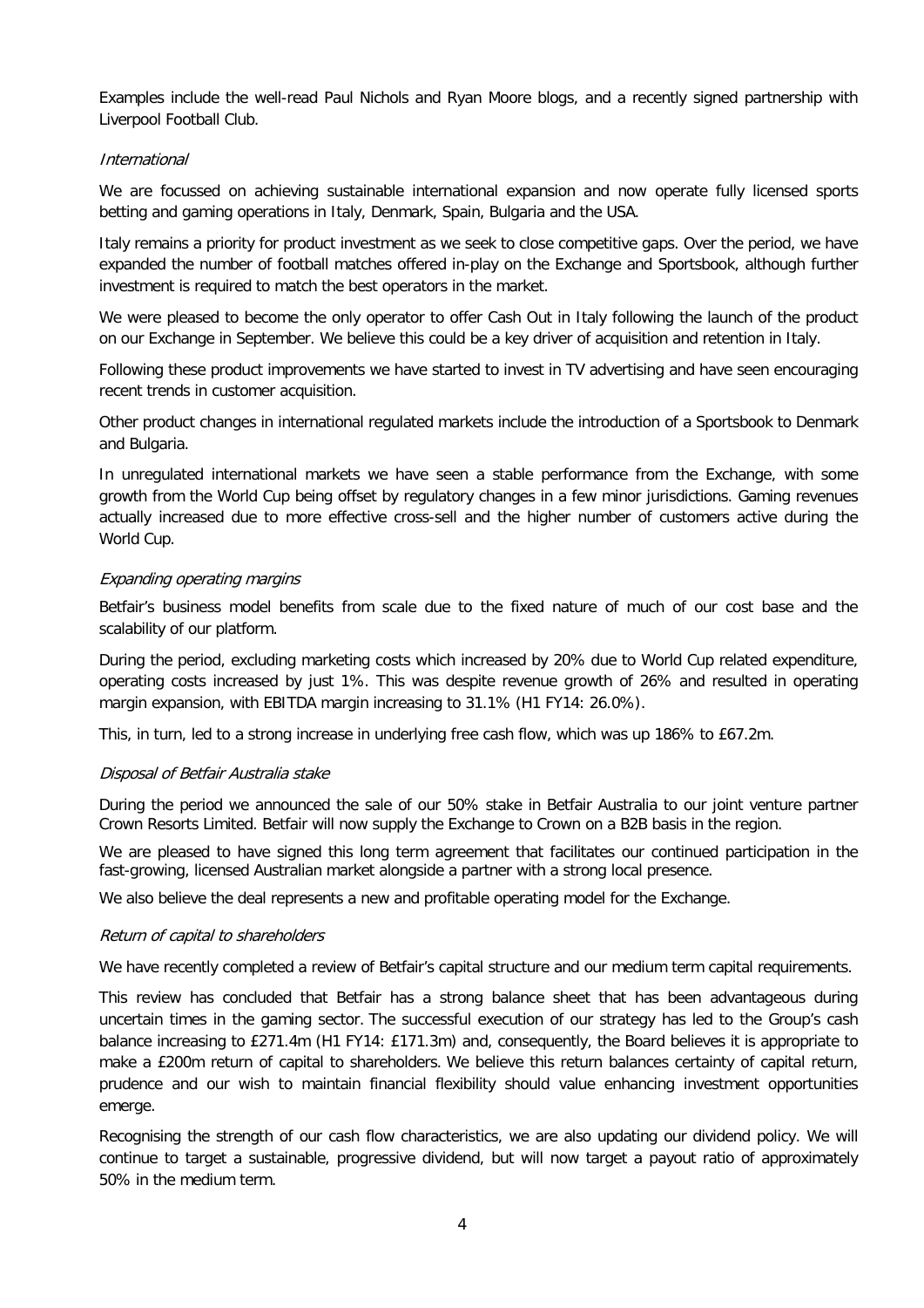Examples include the well-read Paul Nichols and Ryan Moore blogs, and a recently signed partnership with Liverpool Football Club.

*International*

We are focussed on achieving sustainable international expansion and now operate fully licensed sports betting and gaming operations in Italy, Denmark, Spain, Bulgaria and the USA.

Italy remains a priority for product investment as we seek to close competitive gaps. Over the period, we have expanded the number of football matches offered in-play on the Exchange and Sportsbook, although further investment is required to match the best operators in the market.

We were pleased to become the only operator to offer Cash Out in Italy following the launch of the product on our Exchange in September. We believe this could be a key driver of acquisition and retention in Italy.

Following these product improvements we have started to invest in TV advertising and have seen encouraging recent trends in customer acquisition.

Other product changes in international regulated markets include the introduction of a Sportsbook to Denmark and Bulgaria.

In unregulated international markets we have seen a stable performance from the Exchange, with some growth from the World Cup being offset by regulatory changes in a few minor jurisdictions. Gaming revenues actually increased due to more effective cross-sell and the higher number of customers active during the World Cup.

*Expanding operating margins*

Betfair's business model benefits from scale due to the fixed nature of much of our cost base and the scalability of our platform.

During the period, excluding marketing costs which increased by 20% due to World Cup related expenditure, operating costs increased by just 1%. This was despite revenue growth of 26% and resulted in operating margin expansion, with EBITDA margin increasing to 31.1% (H1 FY14: 26.0%).

This, in turn, led to a strong increase in underlying free cash flow, which was up 186% to £67.2m.

*Disposal of Betfair Australia stake*

During the period we announced the sale of our 50% stake in Betfair Australia to our joint venture partner Crown Resorts Limited. Betfair will now supply the Exchange to Crown on a B2B basis in the region.

We are pleased to have signed this long term agreement that facilitates our continued participation in the fast-growing, licensed Australian market alongside a partner with a strong local presence.

We also believe the deal represents a new and profitable operating model for the Exchange.

*Return of capital to shareholders*

We have recently completed a review of Betfair's capital structure and our medium term capital requirements.

This review has concluded that Betfair has a strong balance sheet that has been advantageous during uncertain times in the gaming sector. The successful execution of our strategy has led to the Group's cash balance increasing to £271.4m (H1 FY14: £171.3m) and, consequently, the Board believes it is appropriate to make a £200m return of capital to shareholders. We believe this return balances certainty of capital return, prudence and our wish to maintain financial flexibility should value enhancing investment opportunities emerge.

Recognising the strength of our cash flow characteristics, we are also updating our dividend policy. We will continue to target a sustainable, progressive dividend, but will now target a payout ratio of approximately 50% in the medium term.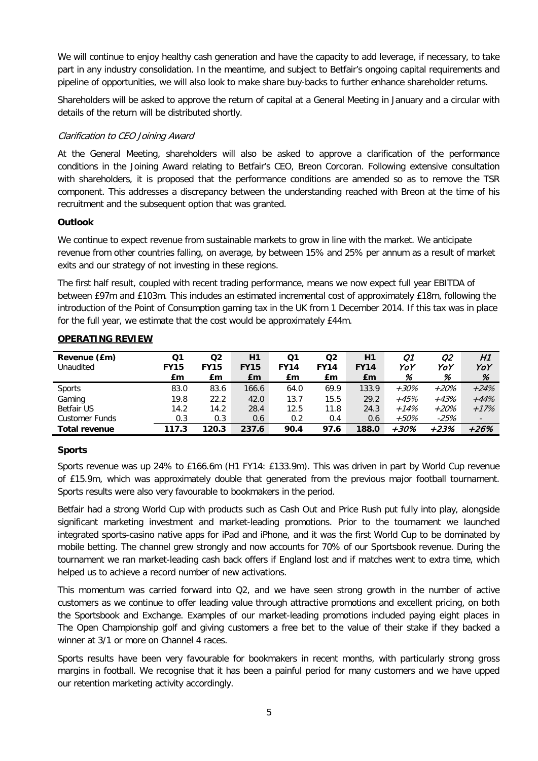We will continue to enjoy healthy cash generation and have the capacity to add leverage, if necessary, to take part in any industry consolidation. In the meantime, and subject to Betfair's ongoing capital requirements and pipeline of opportunities, we will also look to make share buy-backs to further enhance shareholder returns.

Shareholders will be asked to approve the return of capital at a General Meeting in January and a circular with details of the return will be distributed shortly.

*Clarification to CEO Joining Award*

At the General Meeting, shareholders will also be asked to approve a clarification of the performance conditions in the Joining Award relating to Betfair's CEO, Breon Corcoran. Following extensive consultation with shareholders, it is proposed that the performance conditions are amended so as to remove the TSR component. This addresses a discrepancy between the understanding reached with Breon at the time of his recruitment and the subsequent option that was granted.

**Outlook**

We continue to expect revenue from sustainable markets to grow in line with the market. We anticipate revenue from other countries falling, on average, by between 15% and 25% per annum as a result of market exits and our strategy of not investing in these regions.

The first half result, coupled with recent trading performance, means we now expect full year EBITDA of between £97m and £103m. This includes an estimated incremental cost of approximately £18m, following the introduction of the Point of Consumption gaming tax in the UK from 1 December 2014. If this tax was in place for the full year, we estimate that the cost would be approximately £44m.

## OPERATING REVIEW

| Revenue (£m) Unaudited | Q1 FY15 £m | Q2 FY15 £m | H1 FY15 £m | Q1 FY14 £m | Q2 FY14 £m | H1 FY14 £m | *Q1 YoY %* | *Q2 YoY %* | *H1 YoY %* |
|---|---|---|---|---|---|---|---|---|---|
| Sports | 83.0 | 83.6 | 166.6 | 64.0 | 69.9 | 133.9 | *+30%* | *+20%* | *+24%* |
| Gaming | 19.8 | 22.2 | 42.0 | 13.7 | 15.5 | 29.2 | *+45%* | *+43%* | *+44%* |
| Betfair US | 14.2 | 14.2 | 28.4 | 12.5 | 11.8 | 24.3 | *+14%* | *+20%* | *+17%* |
| Customer Funds | 0.3 | 0.3 | 0.6 | 0.2 | 0.4 | 0.6 | *+50%* | *-25%* | - |
| **Total revenue** | **117.3** | **120.3** | **237.6** | **90.4** | **97.6** | **188.0** | ***+30%*** | ***+23%*** | ***+26%*** |

**Sports**

Sports revenue was up 24% to £166.6m (H1 FY14: £133.9m). This was driven in part by World Cup revenue of £15.9m, which was approximately double that generated from the previous major football tournament. Sports results were also very favourable to bookmakers in the period.

Betfair had a strong World Cup with products such as Cash Out and Price Rush put fully into play, alongside significant marketing investment and market-leading promotions. Prior to the tournament we launched integrated sports-casino native apps for iPad and iPhone, and it was the first World Cup to be dominated by mobile betting. The channel grew strongly and now accounts for 70% of our Sportsbook revenue. During the tournament we ran market-leading cash back offers if England lost and if matches went to extra time, which helped us to achieve a record number of new activations.

This momentum was carried forward into Q2, and we have seen strong growth in the number of active customers as we continue to offer leading value through attractive promotions and excellent pricing, on both the Sportsbook and Exchange. Examples of our market-leading promotions included paying eight places in The Open Championship golf and giving customers a free bet to the value of their stake if they backed a winner at 3/1 or more on Channel 4 races.

Sports results have been very favourable for bookmakers in recent months, with particularly strong gross margins in football. We recognise that it has been a painful period for many customers and we have upped our retention marketing activity accordingly.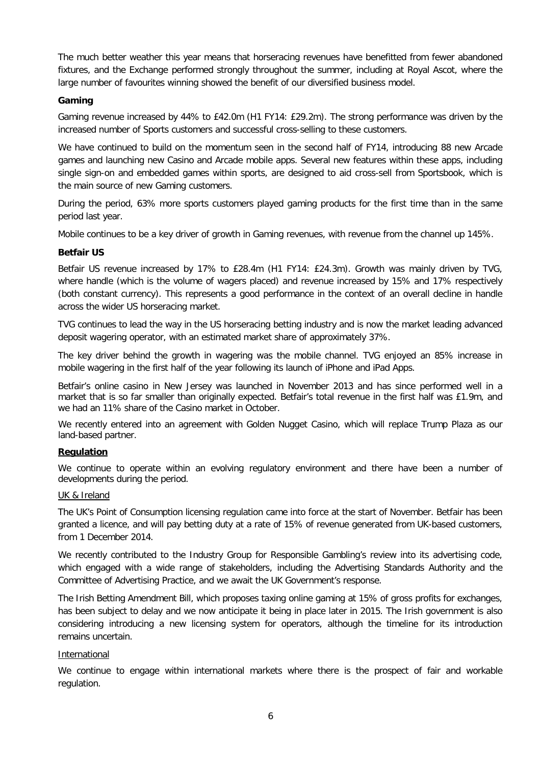The much better weather this year means that horseracing revenues have benefitted from fewer abandoned fixtures, and the Exchange performed strongly throughout the summer, including at Royal Ascot, where the large number of favourites winning showed the benefit of our diversified business model.

**Gaming**

Gaming revenue increased by 44% to £42.0m (H1 FY14: £29.2m). The strong performance was driven by the increased number of Sports customers and successful cross-selling to these customers.

We have continued to build on the momentum seen in the second half of FY14, introducing 88 new Arcade games and launching new Casino and Arcade mobile apps. Several new features within these apps, including single sign-on and embedded games within sports, are designed to aid cross-sell from Sportsbook, which is the main source of new Gaming customers.

During the period, 63% more sports customers played gaming products for the first time than in the same period last year.

Mobile continues to be a key driver of growth in Gaming revenues, with revenue from the channel up 145%.

**Betfair US**

Betfair US revenue increased by 17% to £28.4m (H1 FY14: £24.3m). Growth was mainly driven by TVG, where handle (which is the volume of wagers placed) and revenue increased by 15% and 17% respectively (both constant currency). This represents a good performance in the context of an overall decline in handle across the wider US horseracing market.

TVG continues to lead the way in the US horseracing betting industry and is now the market leading advanced deposit wagering operator, with an estimated market share of approximately 37%.

The key driver behind the growth in wagering was the mobile channel. TVG enjoyed an 85% increase in mobile wagering in the first half of the year following its launch of iPhone and iPad Apps.

Betfair's online casino in New Jersey was launched in November 2013 and has since performed well in a market that is so far smaller than originally expected. Betfair's total revenue in the first half was £1.9m, and we had an 11% share of the Casino market in October.

We recently entered into an agreement with Golden Nugget Casino, which will replace Trump Plaza as our land-based partner.

**Regulation**

We continue to operate within an evolving regulatory environment and there have been a number of developments during the period.

UK & Ireland

The UK's Point of Consumption licensing regulation came into force at the start of November. Betfair has been granted a licence, and will pay betting duty at a rate of 15% of revenue generated from UK-based customers, from 1 December 2014.

We recently contributed to the Industry Group for Responsible Gambling's review into its advertising code, which engaged with a wide range of stakeholders, including the Advertising Standards Authority and the Committee of Advertising Practice, and we await the UK Government's response.

The Irish Betting Amendment Bill, which proposes taxing online gaming at 15% of gross profits for exchanges, has been subject to delay and we now anticipate it being in place later in 2015. The Irish government is also considering introducing a new licensing system for operators, although the timeline for its introduction remains uncertain.

International

We continue to engage within international markets where there is the prospect of fair and workable regulation.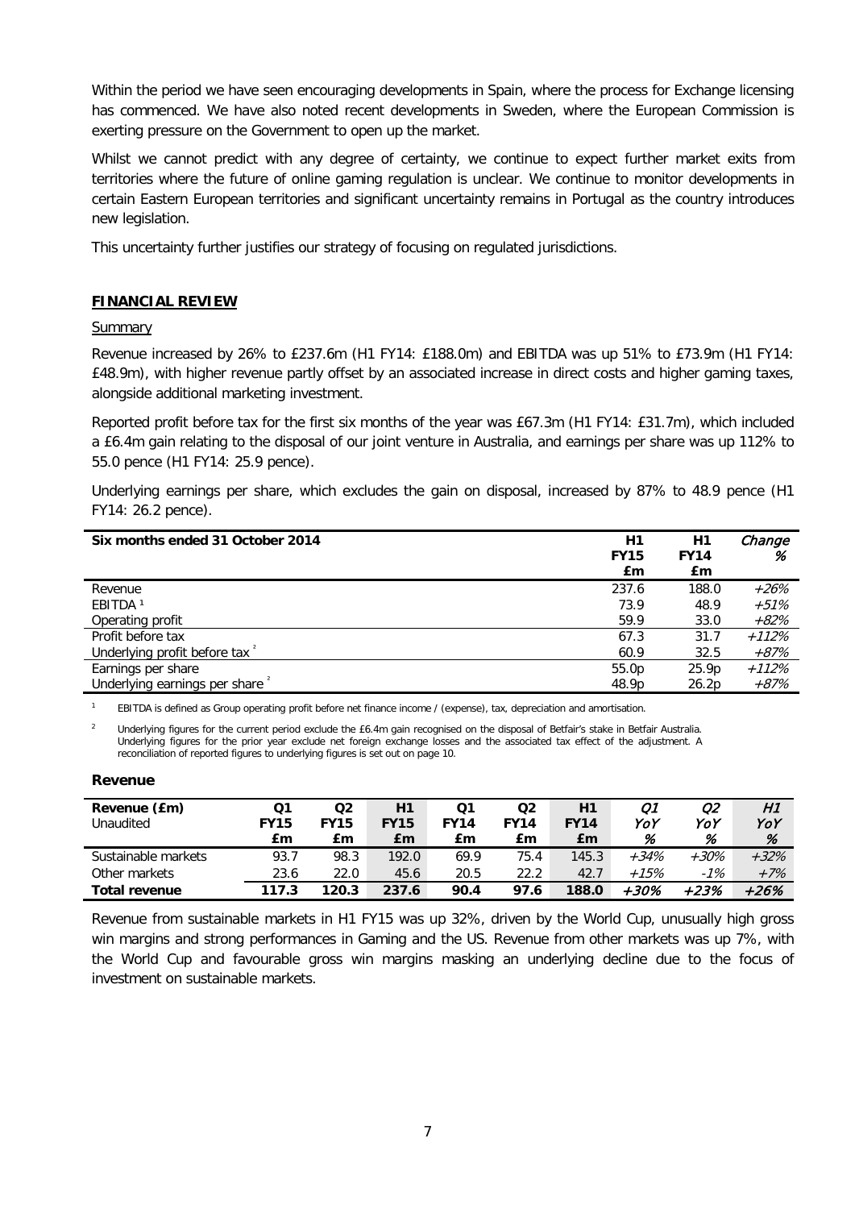Within the period we have seen encouraging developments in Spain, where the process for Exchange licensing has commenced. We have also noted recent developments in Sweden, where the European Commission is exerting pressure on the Government to open up the market.

Whilst we cannot predict with any degree of certainty, we continue to expect further market exits from territories where the future of online gaming regulation is unclear. We continue to monitor developments in certain Eastern European territories and significant uncertainty remains in Portugal as the country introduces new legislation.

This uncertainty further justifies our strategy of focusing on regulated jurisdictions.

## FINANCIAL REVIEW

### Summary

Revenue increased by 26% to £237.6m (H1 FY14: £188.0m) and EBITDA was up 51% to £73.9m (H1 FY14: £48.9m), with higher revenue partly offset by an associated increase in direct costs and higher gaming taxes, alongside additional marketing investment.

Reported profit before tax for the first six months of the year was £67.3m (H1 FY14: £31.7m), which included a £6.4m gain relating to the disposal of our joint venture in Australia, and earnings per share was up 112% to 55.0 pence (H1 FY14: 25.9 pence).

Underlying earnings per share, which excludes the gain on disposal, increased by 87% to 48.9 pence (H1 FY14: 26.2 pence).

| Six months ended 31 October 2014 | H1 FY15 £m | H1 FY14 £m | *Change %* |
|---|---|---|---|
| Revenue | 237.6 | 188.0 | *+26%* |
| EBITDA [1] | 73.9 | 48.9 | *+51%* |
| Operating profit | 59.9 | 33.0 | *+82%* |
| Profit before tax | 67.3 | 31.7 | *+112%* |
| Underlying profit before tax [2] | 60.9 | 32.5 | *+87%* |
| Earnings per share | 55.0p | 25.9p | *+112%* |
| Underlying earnings per share [2] | 48.9p | 26.2p | *+87%* |

[1] EBITDA is defined as Group operating profit before net finance income / (expense), tax, depreciation and amortisation.

[2] Underlying figures for the current period exclude the £6.4m gain recognised on the disposal of Betfair's stake in Betfair Australia. Underlying figures for the prior year exclude net foreign exchange losses and the associated tax effect of the adjustment. A reconciliation of reported figures to underlying figures is set out on page 10.

### Revenue

| Revenue (£m) Unaudited | Q1 FY15 £m | Q2 FY15 £m | H1 FY15 £m | Q1 FY14 £m | Q2 FY14 £m | H1 FY14 £m | *Q1 YoY %* | *Q2 YoY %* | *H1 YoY %* |
|---|---|---|---|---|---|---|---|---|---|
| Sustainable markets | 93.7 | 98.3 | 192.0 | 69.9 | 75.4 | 145.3 | *+34%* | *+30%* | *+32%* |
| Other markets | 23.6 | 22.0 | 45.6 | 20.5 | 22.2 | 42.7 | *+15%* | *-1%* | *+7%* |
| **Total revenue** | **117.3** | **120.3** | **237.6** | **90.4** | **97.6** | **188.0** | ***+30%*** | ***+23%*** | ***+26%*** |

Revenue from sustainable markets in H1 FY15 was up 32%, driven by the World Cup, unusually high gross win margins and strong performances in Gaming and the US. Revenue from other markets was up 7%, with the World Cup and favourable gross win margins masking an underlying decline due to the focus of investment on sustainable markets.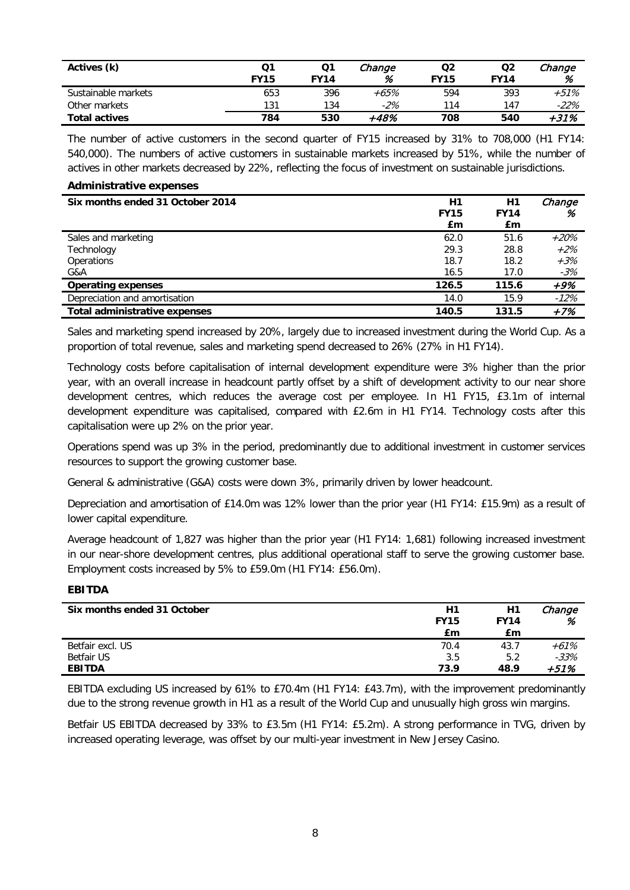| Actives (k) | Q1 FY15 | Q1 FY14 | *Change %* | Q2 FY15 | Q2 FY14 | *Change %* |
|---|---|---|---|---|---|---|
| Sustainable markets | 653 | 396 | *+65%* | 594 | 393 | *+51%* |
| Other markets | 131 | 134 | *-2%* | 114 | 147 | *-22%* |
| **Total actives** | **784** | **530** | ***+48%*** | **708** | **540** | ***+31%*** |

The number of active customers in the second quarter of FY15 increased by 31% to 708,000 (H1 FY14: 540,000). The numbers of active customers in sustainable markets increased by 51%, while the number of actives in other markets decreased by 22%, reflecting the focus of investment on sustainable jurisdictions.

**Administrative expenses**

| Six months ended 31 October 2014 | H1 FY15 £m | H1 FY14 £m | *Change %* |
|---|---|---|---|
| Sales and marketing | 62.0 | 51.6 | *+20%* |
| Technology | 29.3 | 28.8 | *+2%* |
| Operations | 18.7 | 18.2 | *+3%* |
| G&A | 16.5 | 17.0 | *-3%* |
| **Operating expenses** | **126.5** | **115.6** | ***+9%*** |
| Depreciation and amortisation | 14.0 | 15.9 | *-12%* |
| **Total administrative expenses** | **140.5** | **131.5** | ***+7%*** |

Sales and marketing spend increased by 20%, largely due to increased investment during the World Cup. As a proportion of total revenue, sales and marketing spend decreased to 26% (27% in H1 FY14).

Technology costs before capitalisation of internal development expenditure were 3% higher than the prior year, with an overall increase in headcount partly offset by a shift of development activity to our near shore development centres, which reduces the average cost per employee. In H1 FY15, £3.1m of internal development expenditure was capitalised, compared with £2.6m in H1 FY14. Technology costs after this capitalisation were up 2% on the prior year.

Operations spend was up 3% in the period, predominantly due to additional investment in customer services resources to support the growing customer base.

General & administrative (G&A) costs were down 3%, primarily driven by lower headcount.

Depreciation and amortisation of £14.0m was 12% lower than the prior year (H1 FY14: £15.9m) as a result of lower capital expenditure.

Average headcount of 1,827 was higher than the prior year (H1 FY14: 1,681) following increased investment in our near-shore development centres, plus additional operational staff to serve the growing customer base. Employment costs increased by 5% to £59.0m (H1 FY14: £56.0m).

**EBITDA**

| Six months ended 31 October | H1 FY15 £m | H1 FY14 £m | *Change %* |
|---|---|---|---|
| Betfair excl. US | 70.4 | 43.7 | *+61%* |
| Betfair US | 3.5 | 5.2 | *-33%* |
| **EBITDA** | **73.9** | **48.9** | ***+51%*** |

EBITDA excluding US increased by 61% to £70.4m (H1 FY14: £43.7m), with the improvement predominantly due to the strong revenue growth in H1 as a result of the World Cup and unusually high gross win margins.

Betfair US EBITDA decreased by 33% to £3.5m (H1 FY14: £5.2m). A strong performance in TVG, driven by increased operating leverage, was offset by our multi-year investment in New Jersey Casino.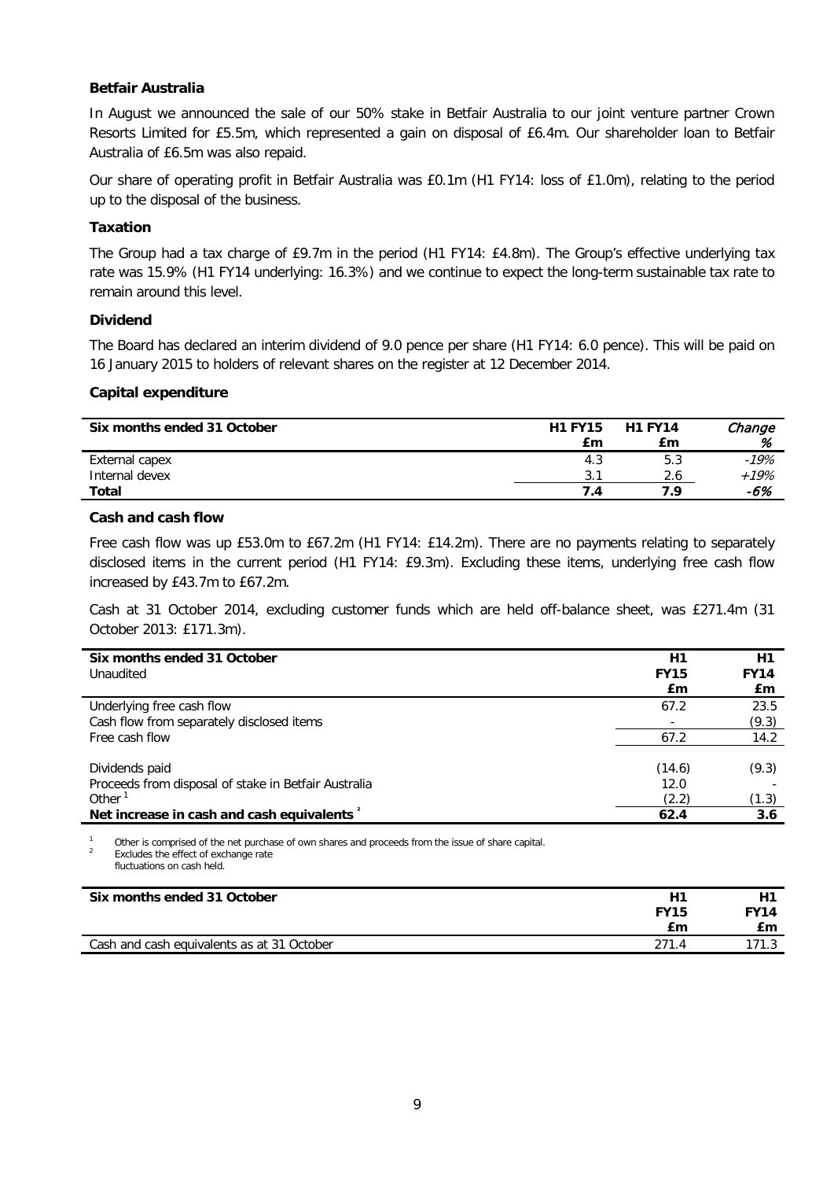### Betfair Australia

In August we announced the sale of our 50% stake in Betfair Australia to our joint venture partner Crown Resorts Limited for £5.5m, which represented a gain on disposal of £6.4m. Our shareholder loan to Betfair Australia of £6.5m was also repaid.

Our share of operating profit in Betfair Australia was £0.1m (H1 FY14: loss of £1.0m), relating to the period up to the disposal of the business.

### Taxation

The Group had a tax charge of £9.7m in the period (H1 FY14: £4.8m). The Group's effective underlying tax rate was 15.9% (H1 FY14 underlying: 16.3%) and we continue to expect the long-term sustainable tax rate to remain around this level.

### Dividend

The Board has declared an interim dividend of 9.0 pence per share (H1 FY14: 6.0 pence). This will be paid on 16 January 2015 to holders of relevant shares on the register at 12 December 2014.

### Capital expenditure

| Six months ended 31 October | H1 FY15 £m | H1 FY14 £m | *Change %* |
|---|---|---|---|
| External capex | 4.3 | 5.3 | *-19%* |
| Internal devex | 3.1 | 2.6 | *+19%* |
| **Total** | **7.4** | **7.9** | ***-6%*** |

### Cash and cash flow

Free cash flow was up £53.0m to £67.2m (H1 FY14: £14.2m). There are no payments relating to separately disclosed items in the current period (H1 FY14: £9.3m). Excluding these items, underlying free cash flow increased by £43.7m to £67.2m.

Cash at 31 October 2014, excluding customer funds which are held off-balance sheet, was £271.4m (31 October 2013: £171.3m).

| Six months ended 31 October<br>Unaudited | H1 FY15 £m | H1 FY14 £m |
|---|---|---|
| Underlying free cash flow | 67.2 | 23.5 |
| Cash flow from separately disclosed items | - | (9.3) |
| Free cash flow | 67.2 | 14.2 |
| | | |
| Dividends paid | (14.6) | (9.3) |
| Proceeds from disposal of stake in Betfair Australia | 12.0 | - |
| Other [1] | (2.2) | (1.3) |
| **Net increase in cash and cash equivalents [2]** | **62.4** | **3.6** |

[1] Other is comprised of the net purchase of own shares and proceeds from the issue of share capital.
[2] Excludes the effect of exchange rate fluctuations on cash held.

| Six months ended 31 October | H1 FY15 £m | H1 FY14 £m |
|---|---|---|
| Cash and cash equivalents as at 31 October | 271.4 | 171.3 |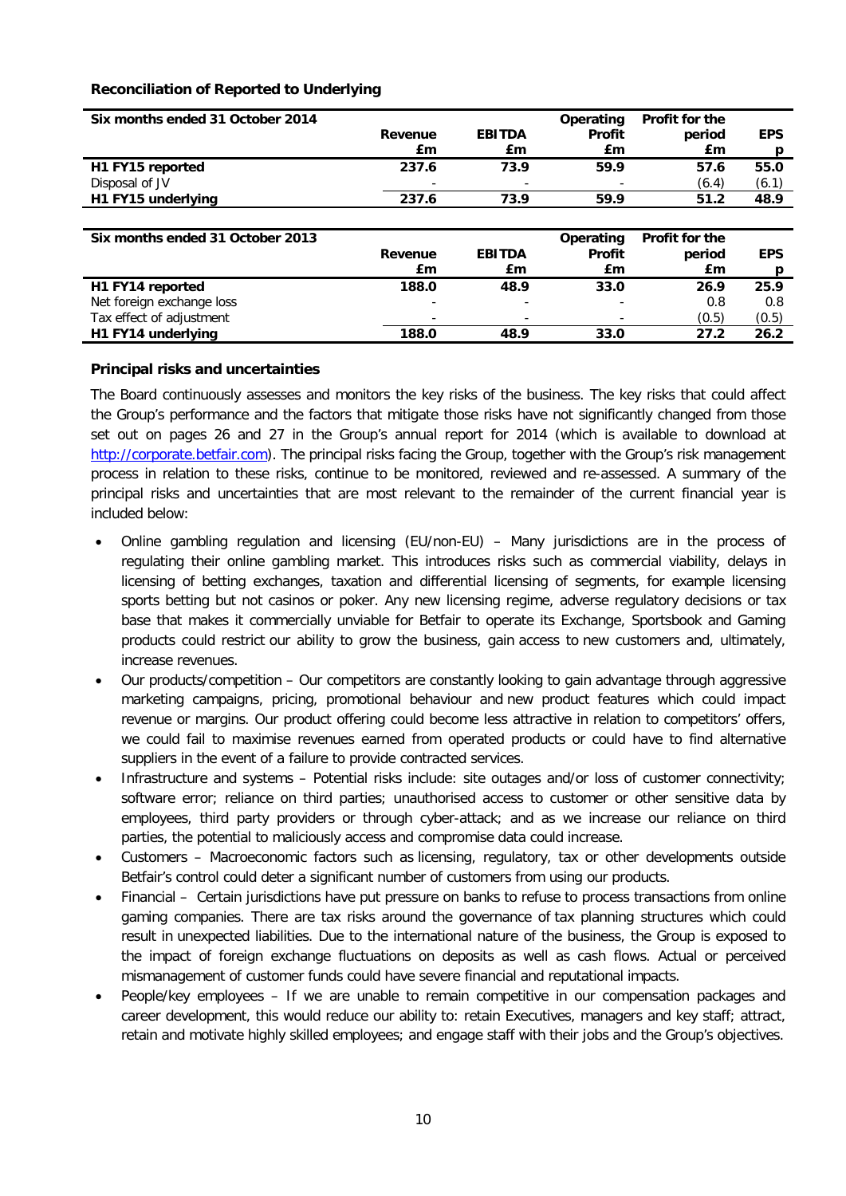**Reconciliation of Reported to Underlying**

| Six months ended 31 October 2014 | Revenue £m | EBITDA £m | Operating Profit £m | Profit for the period £m | EPS p |
|---|---|---|---|---|---|
| **H1 FY15 reported** | **237.6** | **73.9** | **59.9** | **57.6** | **55.0** |
| Disposal of JV | - | - | - | (6.4) | (6.1) |
| **H1 FY15 underlying** | **237.6** | **73.9** | **59.9** | **51.2** | **48.9** |

| Six months ended 31 October 2013 | Revenue £m | EBITDA £m | Operating Profit £m | Profit for the period £m | EPS p |
|---|---|---|---|---|---|
| **H1 FY14 reported** | **188.0** | **48.9** | **33.0** | **26.9** | **25.9** |
| Net foreign exchange loss | - | - | - | 0.8 | 0.8 |
| Tax effect of adjustment | - | - | - | (0.5) | (0.5) |
| **H1 FY14 underlying** | **188.0** | **48.9** | **33.0** | **27.2** | **26.2** |

**Principal risks and uncertainties**

The Board continuously assesses and monitors the key risks of the business. The key risks that could affect the Group's performance and the factors that mitigate those risks have not significantly changed from those set out on pages 26 and 27 in the Group's annual report for 2014 (which is available to download at http://corporate.betfair.com). The principal risks facing the Group, together with the Group's risk management process in relation to these risks, continue to be monitored, reviewed and re-assessed. A summary of the principal risks and uncertainties that are most relevant to the remainder of the current financial year is included below:

- Online gambling regulation and licensing (EU/non-EU) – Many jurisdictions are in the process of regulating their online gambling market. This introduces risks such as commercial viability, delays in licensing of betting exchanges, taxation and differential licensing of segments, for example licensing sports betting but not casinos or poker. Any new licensing regime, adverse regulatory decisions or tax base that makes it commercially unviable for Betfair to operate its Exchange, Sportsbook and Gaming products could restrict our ability to grow the business, gain access to new customers and, ultimately, increase revenues.
- Our products/competition – Our competitors are constantly looking to gain advantage through aggressive marketing campaigns, pricing, promotional behaviour and new product features which could impact revenue or margins. Our product offering could become less attractive in relation to competitors' offers, we could fail to maximise revenues earned from operated products or could have to find alternative suppliers in the event of a failure to provide contracted services.
- Infrastructure and systems – Potential risks include: site outages and/or loss of customer connectivity; software error; reliance on third parties; unauthorised access to customer or other sensitive data by employees, third party providers or through cyber-attack; and as we increase our reliance on third parties, the potential to maliciously access and compromise data could increase.
- Customers – Macroeconomic factors such as licensing, regulatory, tax or other developments outside Betfair's control could deter a significant number of customers from using our products.
- Financial – Certain jurisdictions have put pressure on banks to refuse to process transactions from online gaming companies. There are tax risks around the governance of tax planning structures which could result in unexpected liabilities. Due to the international nature of the business, the Group is exposed to the impact of foreign exchange fluctuations on deposits as well as cash flows. Actual or perceived mismanagement of customer funds could have severe financial and reputational impacts.
- People/key employees – If we are unable to remain competitive in our compensation packages and career development, this would reduce our ability to: retain Executives, managers and key staff; attract, retain and motivate highly skilled employees; and engage staff with their jobs and the Group's objectives.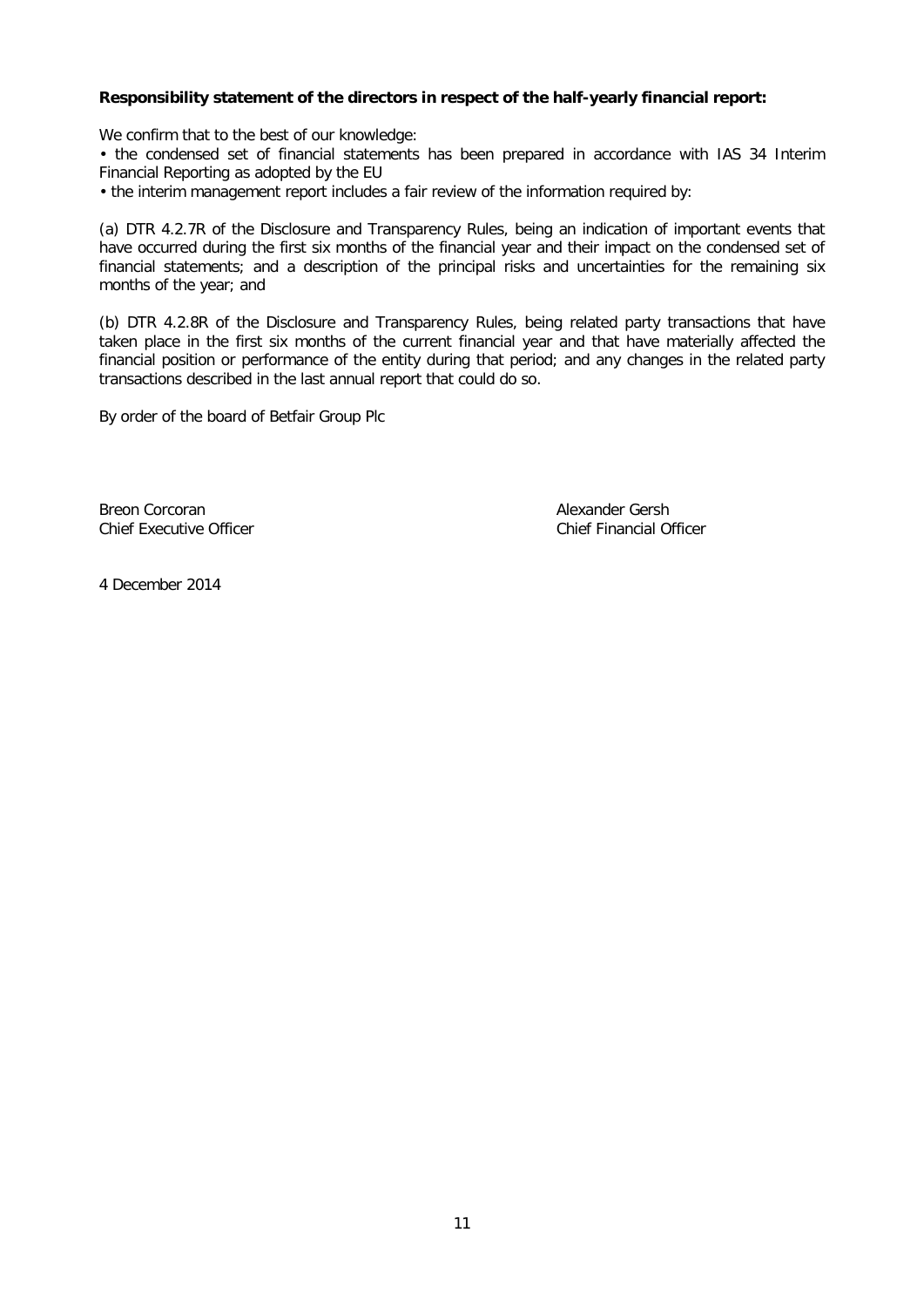**Responsibility statement of the directors in respect of the half-yearly financial report:**

We confirm that to the best of our knowledge:

• the condensed set of financial statements has been prepared in accordance with IAS 34 Interim Financial Reporting as adopted by the EU

• the interim management report includes a fair review of the information required by:

(a) DTR 4.2.7R of the Disclosure and Transparency Rules, being an indication of important events that have occurred during the first six months of the financial year and their impact on the condensed set of financial statements; and a description of the principal risks and uncertainties for the remaining six months of the year; and

(b) DTR 4.2.8R of the Disclosure and Transparency Rules, being related party transactions that have taken place in the first six months of the current financial year and that have materially affected the financial position or performance of the entity during that period; and any changes in the related party transactions described in the last annual report that could do so.

By order of the board of Betfair Group Plc

Breon Corcoran
Chief Executive Officer

Alexander Gersh
Chief Financial Officer

4 December 2014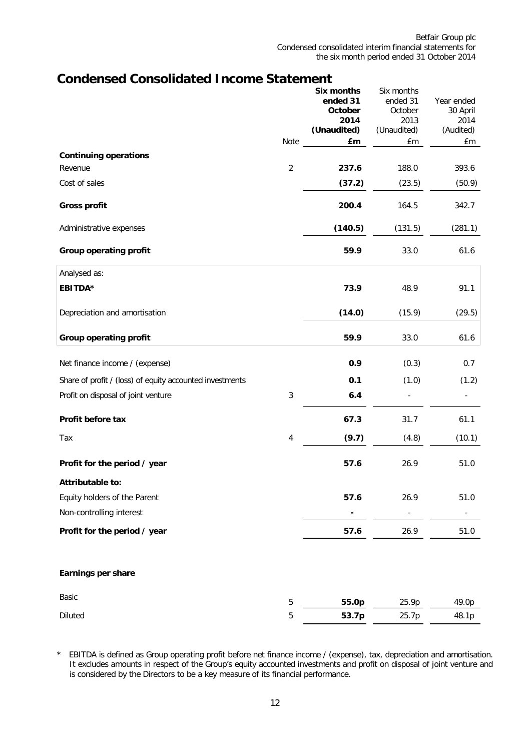# Condensed Consolidated Income Statement

| | Note | Six months ended 31 October 2014 (Unaudited) £m | Six months ended 31 October 2013 (Unaudited) £m | Year ended 30 April 2014 (Audited) £m |
|---|---|---|---|---|
| **Continuing operations** | | | | |
| Revenue | 2 | **237.6** | 188.0 | 393.6 |
| Cost of sales | | **(37.2)** | (23.5) | (50.9) |
| **Gross profit** | | **200.4** | 164.5 | 342.7 |
| Administrative expenses | | **(140.5)** | (131.5) | (281.1) |
| **Group operating profit** | | **59.9** | 33.0 | 61.6 |
| Analysed as: | | | | |
| **EBITDA*** | | **73.9** | 48.9 | 91.1 |
| Depreciation and amortisation | | **(14.0)** | (15.9) | (29.5) |
| **Group operating profit** | | **59.9** | 33.0 | 61.6 |
| Net finance income / (expense) | | **0.9** | (0.3) | 0.7 |
| Share of profit / (loss) of equity accounted investments | | **0.1** | (1.0) | (1.2) |
| Profit on disposal of joint venture | 3 | **6.4** | - | - |
| **Profit before tax** | | **67.3** | 31.7 | 61.1 |
| Tax | 4 | **(9.7)** | (4.8) | (10.1) |
| **Profit for the period / year** | | **57.6** | 26.9 | 51.0 |
| **Attributable to:** | | | | |
| Equity holders of the Parent | | **57.6** | 26.9 | 51.0 |
| Non-controlling interest | | **-** | - | - |
| **Profit for the period / year** | | **57.6** | 26.9 | 51.0 |

**Earnings per share**

| | Note | Six months ended 31 October 2014 | Six months ended 31 October 2013 | Year ended 30 April 2014 |
|---|---|---|---|---|
| Basic | 5 | **55.0p** | 25.9p | 49.0p |
| Diluted | 5 | **53.7p** | 25.7p | 48.1p |

\* EBITDA is defined as Group operating profit before net finance income / (expense), tax, depreciation and amortisation. It excludes amounts in respect of the Group's equity accounted investments and profit on disposal of joint venture and is considered by the Directors to be a key measure of its financial performance.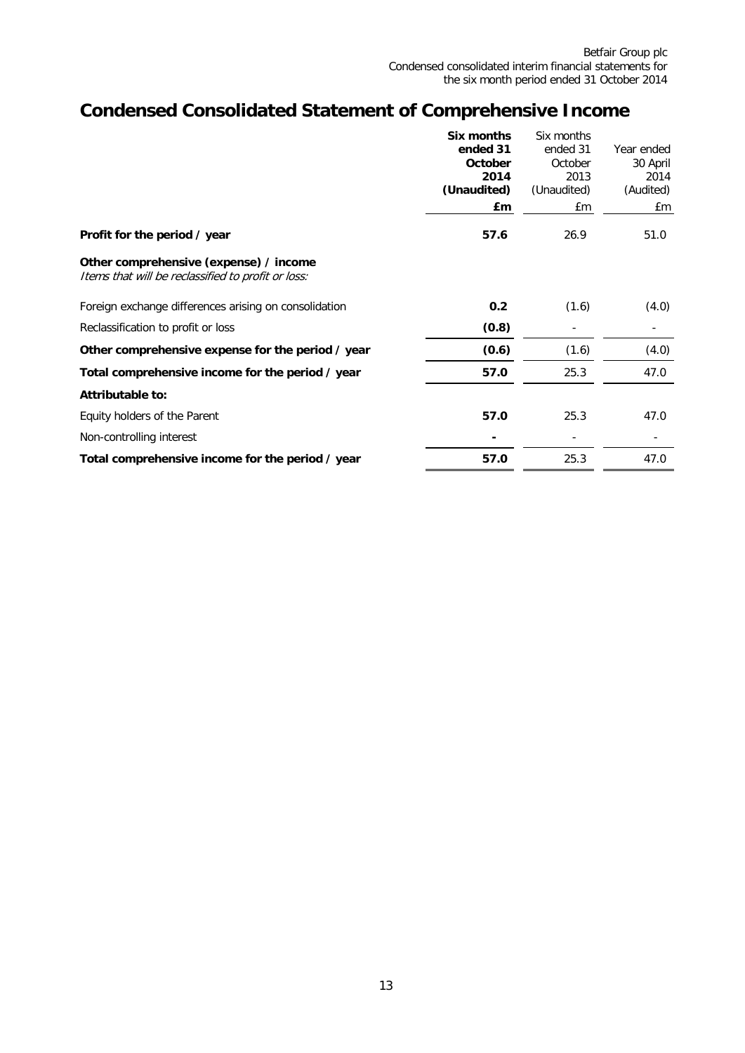# Condensed Consolidated Statement of Comprehensive Income

| | **Six months ended 31 October 2014 (Unaudited)** | Six months ended 31 October 2013 (Unaudited) | Year ended 30 April 2014 (Audited) |
|---|---|---|---|
| | **£m** | £m | £m |
| **Profit for the period / year** | **57.6** | 26.9 | 51.0 |
| **Other comprehensive (expense) / income** | | | |
| *Items that will be reclassified to profit or loss:* | | | |
| Foreign exchange differences arising on consolidation | **0.2** | (1.6) | (4.0) |
| Reclassification to profit or loss | **(0.8)** | - | - |
| **Other comprehensive expense for the period / year** | **(0.6)** | (1.6) | (4.0) |
| **Total comprehensive income for the period / year** | **57.0** | 25.3 | 47.0 |
| **Attributable to:** | | | |
| Equity holders of the Parent | **57.0** | 25.3 | 47.0 |
| Non-controlling interest | **-** | - | - |
| **Total comprehensive income for the period / year** | **57.0** | 25.3 | 47.0 |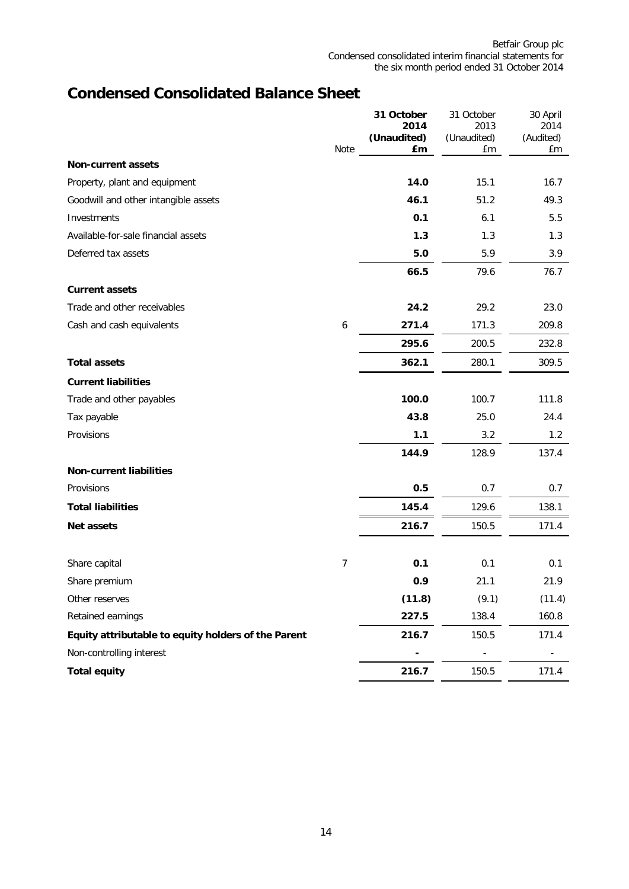## Condensed Consolidated Balance Sheet

| | Note | 31 October 2014 (Unaudited) £m | 31 October 2013 (Unaudited) £m | 30 April 2014 (Audited) £m |
|---|---|---|---|---|
| **Non-current assets** | | | | |
| Property, plant and equipment | | **14.0** | 15.1 | 16.7 |
| Goodwill and other intangible assets | | **46.1** | 51.2 | 49.3 |
| Investments | | **0.1** | 6.1 | 5.5 |
| Available-for-sale financial assets | | **1.3** | 1.3 | 1.3 |
| Deferred tax assets | | **5.0** | 5.9 | 3.9 |
| | | **66.5** | 79.6 | 76.7 |
| **Current assets** | | | | |
| Trade and other receivables | | **24.2** | 29.2 | 23.0 |
| Cash and cash equivalents | 6 | **271.4** | 171.3 | 209.8 |
| | | **295.6** | 200.5 | 232.8 |
| **Total assets** | | **362.1** | 280.1 | 309.5 |
| **Current liabilities** | | | | |
| Trade and other payables | | **100.0** | 100.7 | 111.8 |
| Tax payable | | **43.8** | 25.0 | 24.4 |
| Provisions | | **1.1** | 3.2 | 1.2 |
| | | **144.9** | 128.9 | 137.4 |
| **Non-current liabilities** | | | | |
| Provisions | | **0.5** | 0.7 | 0.7 |
| **Total liabilities** | | **145.4** | 129.6 | 138.1 |
| **Net assets** | | **216.7** | 150.5 | 171.4 |
| | | | | |
| Share capital | 7 | **0.1** | 0.1 | 0.1 |
| Share premium | | **0.9** | 21.1 | 21.9 |
| Other reserves | | **(11.8)** | (9.1) | (11.4) |
| Retained earnings | | **227.5** | 138.4 | 160.8 |
| **Equity attributable to equity holders of the Parent** | | **216.7** | 150.5 | 171.4 |
| Non-controlling interest | | **-** | - | - |
| **Total equity** | | **216.7** | 150.5 | 171.4 |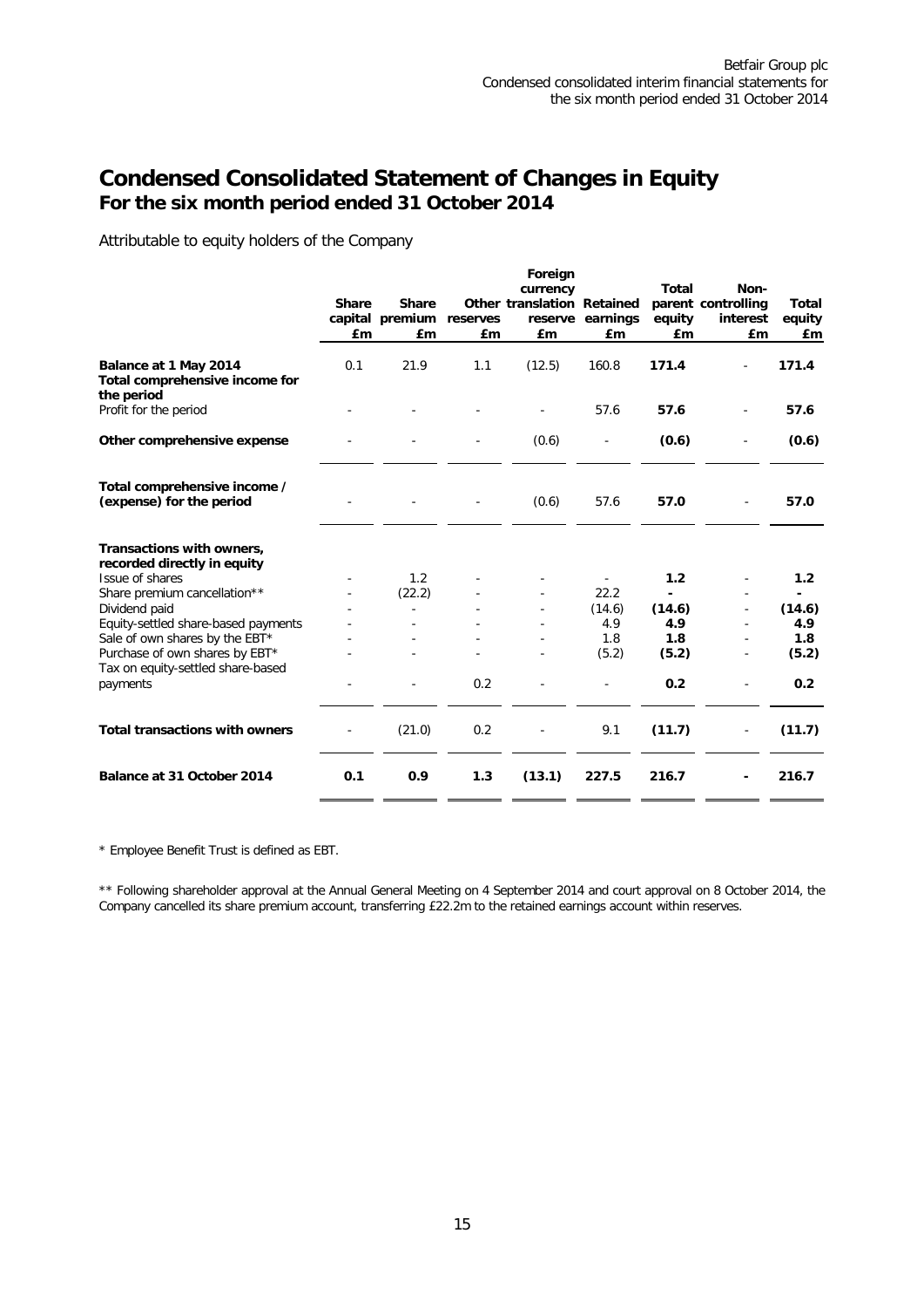# Condensed Consolidated Statement of Changes in Equity

## For the six month period ended 31 October 2014

Attributable to equity holders of the Company

| | Share capital £m | Share premium £m | Other reserves £m | Foreign currency translation reserve £m | Retained earnings £m | Total parent equity £m | Non-controlling interest £m | Total equity £m |
|---|---|---|---|---|---|---|---|---|
| **Balance at 1 May 2014** | 0.1 | 21.9 | 1.1 | (12.5) | 160.8 | **171.4** | - | **171.4** |
| **Total comprehensive income for the period** | | | | | | | | |
| Profit for the period | - | - | - | - | 57.6 | **57.6** | - | **57.6** |
| **Other comprehensive expense** | - | - | - | (0.6) | - | **(0.6)** | - | **(0.6)** |
| **Total comprehensive income / (expense) for the period** | - | - | - | (0.6) | 57.6 | **57.0** | - | **57.0** |
| **Transactions with owners, recorded directly in equity** | | | | | | | | |
| Issue of shares | - | 1.2 | - | - | - | **1.2** | - | **1.2** |
| Share premium cancellation** | - | (22.2) | - | - | 22.2 | **-** | - | **-** |
| Dividend paid | - | - | - | - | (14.6) | **(14.6)** | - | **(14.6)** |
| Equity-settled share-based payments | - | - | - | - | 4.9 | **4.9** | - | **4.9** |
| Sale of own shares by the EBT* | - | - | - | - | 1.8 | **1.8** | - | **1.8** |
| Purchase of own shares by EBT* | - | - | - | - | (5.2) | **(5.2)** | - | **(5.2)** |
| Tax on equity-settled share-based payments | - | - | 0.2 | - | - | **0.2** | - | **0.2** |
| **Total transactions with owners** | - | (21.0) | 0.2 | - | 9.1 | **(11.7)** | - | **(11.7)** |
| **Balance at 31 October 2014** | **0.1** | **0.9** | **1.3** | **(13.1)** | **227.5** | **216.7** | **-** | **216.7** |

* Employee Benefit Trust is defined as EBT.

** Following shareholder approval at the Annual General Meeting on 4 September 2014 and court approval on 8 October 2014, the Company cancelled its share premium account, transferring £22.2m to the retained earnings account within reserves.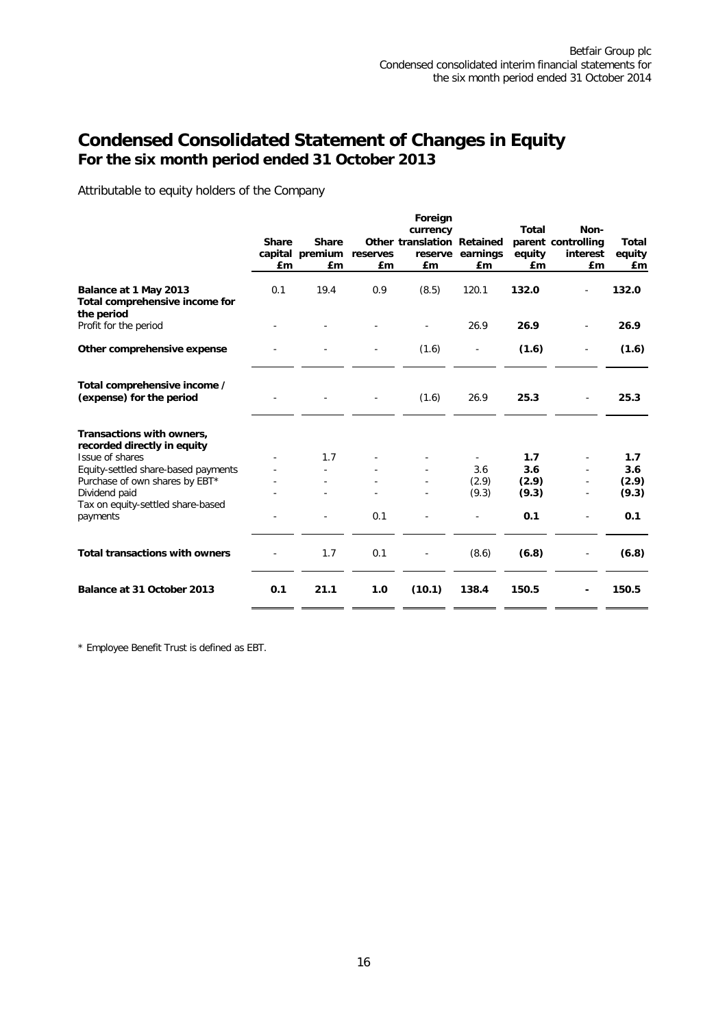# Condensed Consolidated Statement of Changes in Equity
## For the six month period ended 31 October 2013

Attributable to equity holders of the Company

| | Share capital £m | Share premium £m | Other reserves £m | Foreign currency translation reserve £m | Retained earnings £m | Total parent equity £m | Non-controlling interest £m | Total equity £m |
|---|---|---|---|---|---|---|---|---|
| **Balance at 1 May 2013** | 0.1 | 19.4 | 0.9 | (8.5) | 120.1 | **132.0** | - | **132.0** |
| **Total comprehensive income for the period** | | | | | | | | |
| Profit for the period | - | - | - | - | 26.9 | **26.9** | - | **26.9** |
| **Other comprehensive expense** | - | - | - | (1.6) | - | **(1.6)** | - | **(1.6)** |
| **Total comprehensive income / (expense) for the period** | - | - | - | (1.6) | 26.9 | **25.3** | - | **25.3** |
| **Transactions with owners, recorded directly in equity** | | | | | | | | |
| Issue of shares | - | 1.7 | - | - | - | **1.7** | - | **1.7** |
| Equity-settled share-based payments | - | - | - | - | 3.6 | **3.6** | - | **3.6** |
| Purchase of own shares by EBT* | - | - | - | - | (2.9) | **(2.9)** | - | **(2.9)** |
| Dividend paid | - | - | - | - | (9.3) | **(9.3)** | - | **(9.3)** |
| Tax on equity-settled share-based payments | - | - | 0.1 | - | - | **0.1** | - | **0.1** |
| **Total transactions with owners** | - | 1.7 | 0.1 | - | (8.6) | **(6.8)** | - | **(6.8)** |
| **Balance at 31 October 2013** | **0.1** | **21.1** | **1.0** | **(10.1)** | **138.4** | **150.5** | **-** | **150.5** |

\* Employee Benefit Trust is defined as EBT.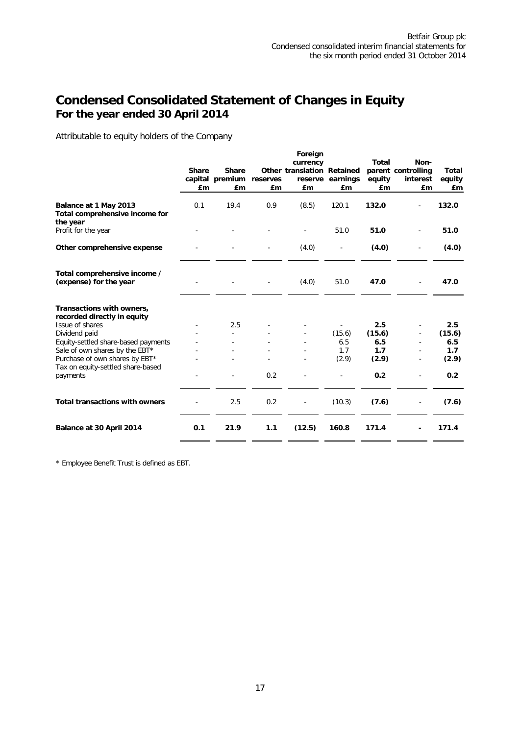# Condensed Consolidated Statement of Changes in Equity
## For the year ended 30 April 2014

Attributable to equity holders of the Company

| | Share capital £m | Share premium £m | Other reserves £m | Foreign currency translation reserve £m | Retained earnings £m | Total parent equity £m | Non-controlling interest £m | Total equity £m |
|---|---|---|---|---|---|---|---|---|
| **Balance at 1 May 2013** | 0.1 | 19.4 | 0.9 | (8.5) | 120.1 | **132.0** | - | **132.0** |
| **Total comprehensive income for the year** | | | | | | | | |
| Profit for the year | - | - | - | - | 51.0 | **51.0** | - | **51.0** |
| **Other comprehensive expense** | - | - | - | (4.0) | - | **(4.0)** | - | **(4.0)** |
| **Total comprehensive income / (expense) for the year** | - | - | - | (4.0) | 51.0 | **47.0** | - | **47.0** |
| **Transactions with owners, recorded directly in equity** | | | | | | | | |
| Issue of shares | - | 2.5 | - | - | - | **2.5** | - | **2.5** |
| Dividend paid | - | - | - | - | (15.6) | **(15.6)** | - | **(15.6)** |
| Equity-settled share-based payments | - | - | - | - | 6.5 | **6.5** | - | **6.5** |
| Sale of own shares by the EBT* | - | - | - | - | 1.7 | **1.7** | - | **1.7** |
| Purchase of own shares by EBT* | - | - | - | - | (2.9) | **(2.9)** | - | **(2.9)** |
| Tax on equity-settled share-based payments | - | - | 0.2 | - | - | **0.2** | - | **0.2** |
| **Total transactions with owners** | - | 2.5 | 0.2 | - | (10.3) | **(7.6)** | - | **(7.6)** |
| **Balance at 30 April 2014** | **0.1** | **21.9** | **1.1** | **(12.5)** | **160.8** | **171.4** | **-** | **171.4** |

* Employee Benefit Trust is defined as EBT.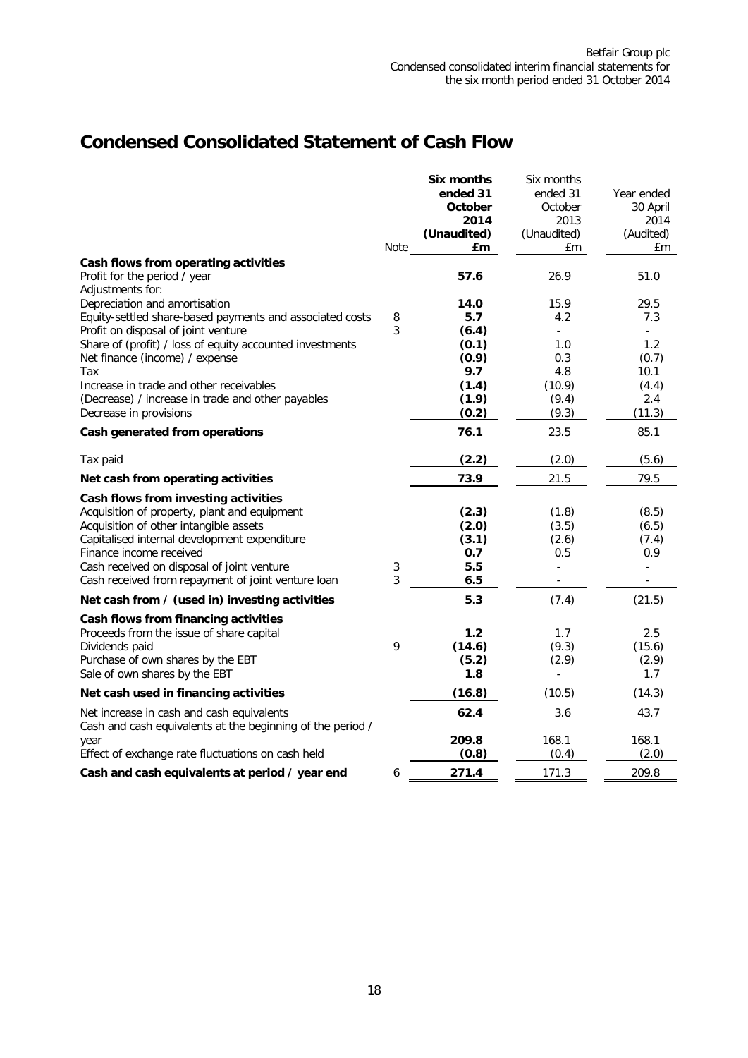## Condensed Consolidated Statement of Cash Flow

| | Note | **Six months ended 31 October 2014 (Unaudited) £m** | Six months ended 31 October 2013 (Unaudited) £m | Year ended 30 April 2014 (Audited) £m |
|---|---|---|---|---|
| **Cash flows from operating activities** | | | | |
| Profit for the period / year | | **57.6** | 26.9 | 51.0 |
| Adjustments for: | | | | |
| Depreciation and amortisation | | **14.0** | 15.9 | 29.5 |
| Equity-settled share-based payments and associated costs | 8 | **5.7** | 4.2 | 7.3 |
| Profit on disposal of joint venture | 3 | **(6.4)** | - | - |
| Share of (profit) / loss of equity accounted investments | | **(0.1)** | 1.0 | 1.2 |
| Net finance (income) / expense | | **(0.9)** | 0.3 | (0.7) |
| Tax | | **9.7** | 4.8 | 10.1 |
| Increase in trade and other receivables | | **(1.4)** | (10.9) | (4.4) |
| (Decrease) / increase in trade and other payables | | **(1.9)** | (9.4) | 2.4 |
| Decrease in provisions | | **(0.2)** | (9.3) | (11.3) |
| **Cash generated from operations** | | **76.1** | 23.5 | 85.1 |
| Tax paid | | **(2.2)** | (2.0) | (5.6) |
| **Net cash from operating activities** | | **73.9** | 21.5 | 79.5 |
| **Cash flows from investing activities** | | | | |
| Acquisition of property, plant and equipment | | **(2.3)** | (1.8) | (8.5) |
| Acquisition of other intangible assets | | **(2.0)** | (3.5) | (6.5) |
| Capitalised internal development expenditure | | **(3.1)** | (2.6) | (7.4) |
| Finance income received | | **0.7** | 0.5 | 0.9 |
| Cash received on disposal of joint venture | 3 | **5.5** | - | - |
| Cash received from repayment of joint venture loan | 3 | **6.5** | - | - |
| **Net cash from / (used in) investing activities** | | **5.3** | (7.4) | (21.5) |
| **Cash flows from financing activities** | | | | |
| Proceeds from the issue of share capital | | **1.2** | 1.7 | 2.5 |
| Dividends paid | 9 | **(14.6)** | (9.3) | (15.6) |
| Purchase of own shares by the EBT | | **(5.2)** | (2.9) | (2.9) |
| Sale of own shares by the EBT | | **1.8** | - | 1.7 |
| **Net cash used in financing activities** | | **(16.8)** | (10.5) | (14.3) |
| Net increase in cash and cash equivalents | | **62.4** | 3.6 | 43.7 |
| Cash and cash equivalents at the beginning of the period / year | | **209.8** | 168.1 | 168.1 |
| Effect of exchange rate fluctuations on cash held | | **(0.8)** | (0.4) | (2.0) |
| **Cash and cash equivalents at period / year end** | 6 | **271.4** | 171.3 | 209.8 |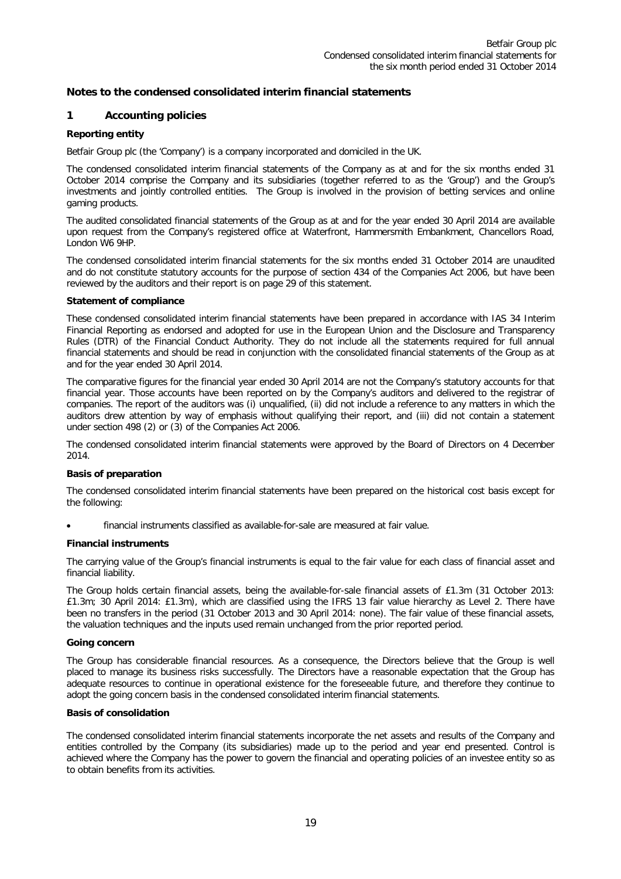## Notes to the condensed consolidated interim financial statements

### 1 Accounting policies

**Reporting entity**

Betfair Group plc (the 'Company') is a company incorporated and domiciled in the UK.

The condensed consolidated interim financial statements of the Company as at and for the six months ended 31 October 2014 comprise the Company and its subsidiaries (together referred to as the 'Group') and the Group's investments and jointly controlled entities. The Group is involved in the provision of betting services and online gaming products.

The audited consolidated financial statements of the Group as at and for the year ended 30 April 2014 are available upon request from the Company's registered office at Waterfront, Hammersmith Embankment, Chancellors Road, London W6 9HP.

The condensed consolidated interim financial statements for the six months ended 31 October 2014 are unaudited and do not constitute statutory accounts for the purpose of section 434 of the Companies Act 2006, but have been reviewed by the auditors and their report is on page 29 of this statement.

**Statement of compliance**

These condensed consolidated interim financial statements have been prepared in accordance with IAS 34 Interim Financial Reporting as endorsed and adopted for use in the European Union and the Disclosure and Transparency Rules (DTR) of the Financial Conduct Authority. They do not include all the statements required for full annual financial statements and should be read in conjunction with the consolidated financial statements of the Group as at and for the year ended 30 April 2014.

The comparative figures for the financial year ended 30 April 2014 are not the Company's statutory accounts for that financial year. Those accounts have been reported on by the Company's auditors and delivered to the registrar of companies. The report of the auditors was (i) unqualified, (ii) did not include a reference to any matters in which the auditors drew attention by way of emphasis without qualifying their report, and (iii) did not contain a statement under section 498 (2) or (3) of the Companies Act 2006.

The condensed consolidated interim financial statements were approved by the Board of Directors on 4 December 2014.

**Basis of preparation**

The condensed consolidated interim financial statements have been prepared on the historical cost basis except for the following:

- financial instruments classified as available-for-sale are measured at fair value.

**Financial instruments**

The carrying value of the Group's financial instruments is equal to the fair value for each class of financial asset and financial liability.

The Group holds certain financial assets, being the available-for-sale financial assets of £1.3m (31 October 2013: £1.3m; 30 April 2014: £1.3m), which are classified using the IFRS 13 fair value hierarchy as Level 2. There have been no transfers in the period (31 October 2013 and 30 April 2014: none). The fair value of these financial assets, the valuation techniques and the inputs used remain unchanged from the prior reported period.

**Going concern**

The Group has considerable financial resources. As a consequence, the Directors believe that the Group is well placed to manage its business risks successfully. The Directors have a reasonable expectation that the Group has adequate resources to continue in operational existence for the foreseeable future, and therefore they continue to adopt the going concern basis in the condensed consolidated interim financial statements.

**Basis of consolidation**

The condensed consolidated interim financial statements incorporate the net assets and results of the Company and entities controlled by the Company (its subsidiaries) made up to the period and year end presented. Control is achieved where the Company has the power to govern the financial and operating policies of an investee entity so as to obtain benefits from its activities.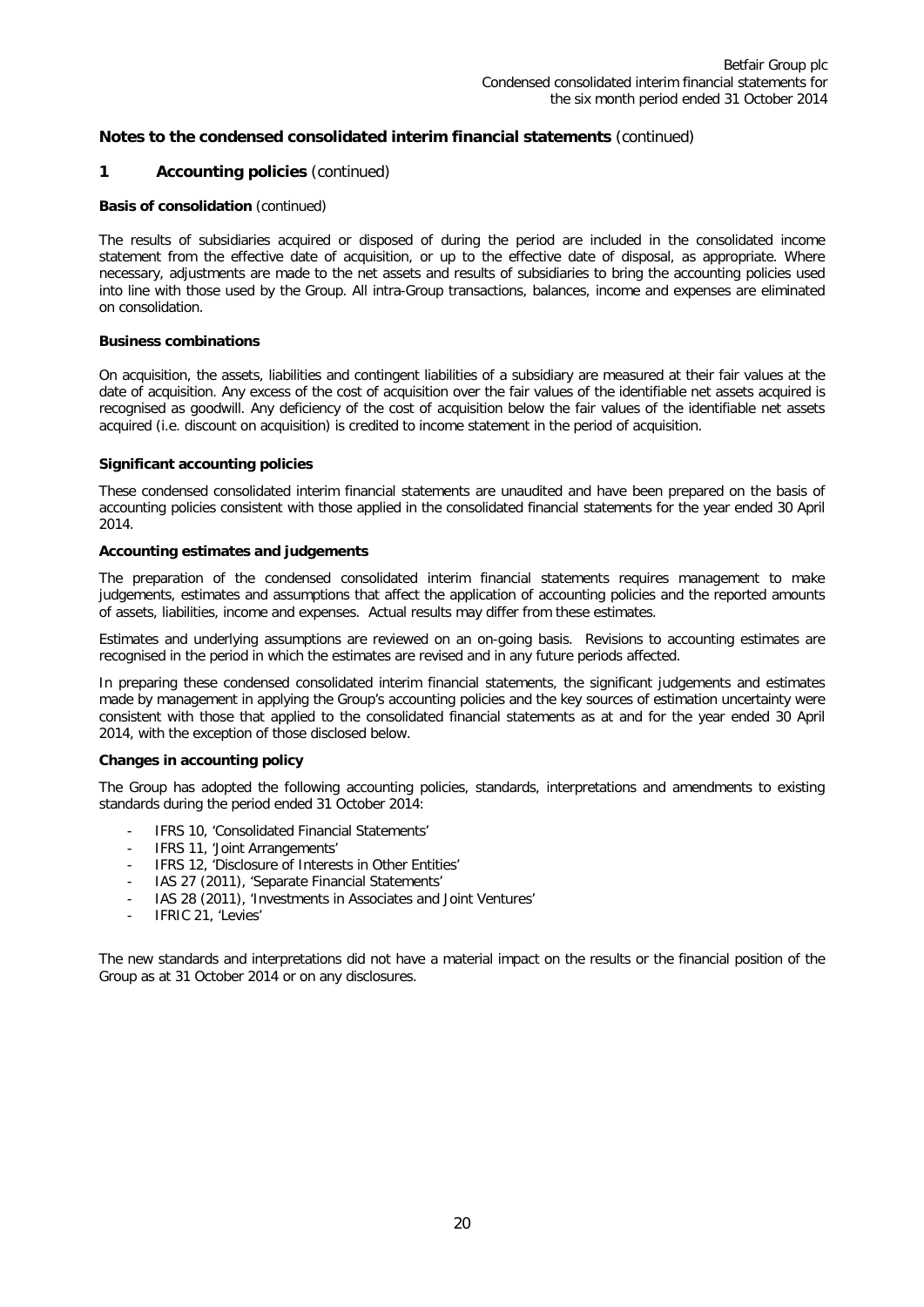## Notes to the condensed consolidated interim financial statements (continued)

### 1 Accounting policies (continued)

**Basis of consolidation** (continued)

The results of subsidiaries acquired or disposed of during the period are included in the consolidated income statement from the effective date of acquisition, or up to the effective date of disposal, as appropriate. Where necessary, adjustments are made to the net assets and results of subsidiaries to bring the accounting policies used into line with those used by the Group. All intra-Group transactions, balances, income and expenses are eliminated on consolidation.

**Business combinations**

On acquisition, the assets, liabilities and contingent liabilities of a subsidiary are measured at their fair values at the date of acquisition. Any excess of the cost of acquisition over the fair values of the identifiable net assets acquired is recognised as goodwill. Any deficiency of the cost of acquisition below the fair values of the identifiable net assets acquired (i.e. discount on acquisition) is credited to income statement in the period of acquisition.

**Significant accounting policies**

These condensed consolidated interim financial statements are unaudited and have been prepared on the basis of accounting policies consistent with those applied in the consolidated financial statements for the year ended 30 April 2014.

**Accounting estimates and judgements**

The preparation of the condensed consolidated interim financial statements requires management to make judgements, estimates and assumptions that affect the application of accounting policies and the reported amounts of assets, liabilities, income and expenses. Actual results may differ from these estimates.

Estimates and underlying assumptions are reviewed on an on-going basis. Revisions to accounting estimates are recognised in the period in which the estimates are revised and in any future periods affected.

In preparing these condensed consolidated interim financial statements, the significant judgements and estimates made by management in applying the Group's accounting policies and the key sources of estimation uncertainty were consistent with those that applied to the consolidated financial statements as at and for the year ended 30 April 2014, with the exception of those disclosed below.

**Changes in accounting policy**

The Group has adopted the following accounting policies, standards, interpretations and amendments to existing standards during the period ended 31 October 2014:

- IFRS 10, 'Consolidated Financial Statements'
- IFRS 11, 'Joint Arrangements'
- IFRS 12, 'Disclosure of Interests in Other Entities'
- IAS 27 (2011), 'Separate Financial Statements'
- IAS 28 (2011), 'Investments in Associates and Joint Ventures'
- IFRIC 21, 'Levies'

The new standards and interpretations did not have a material impact on the results or the financial position of the Group as at 31 October 2014 or on any disclosures.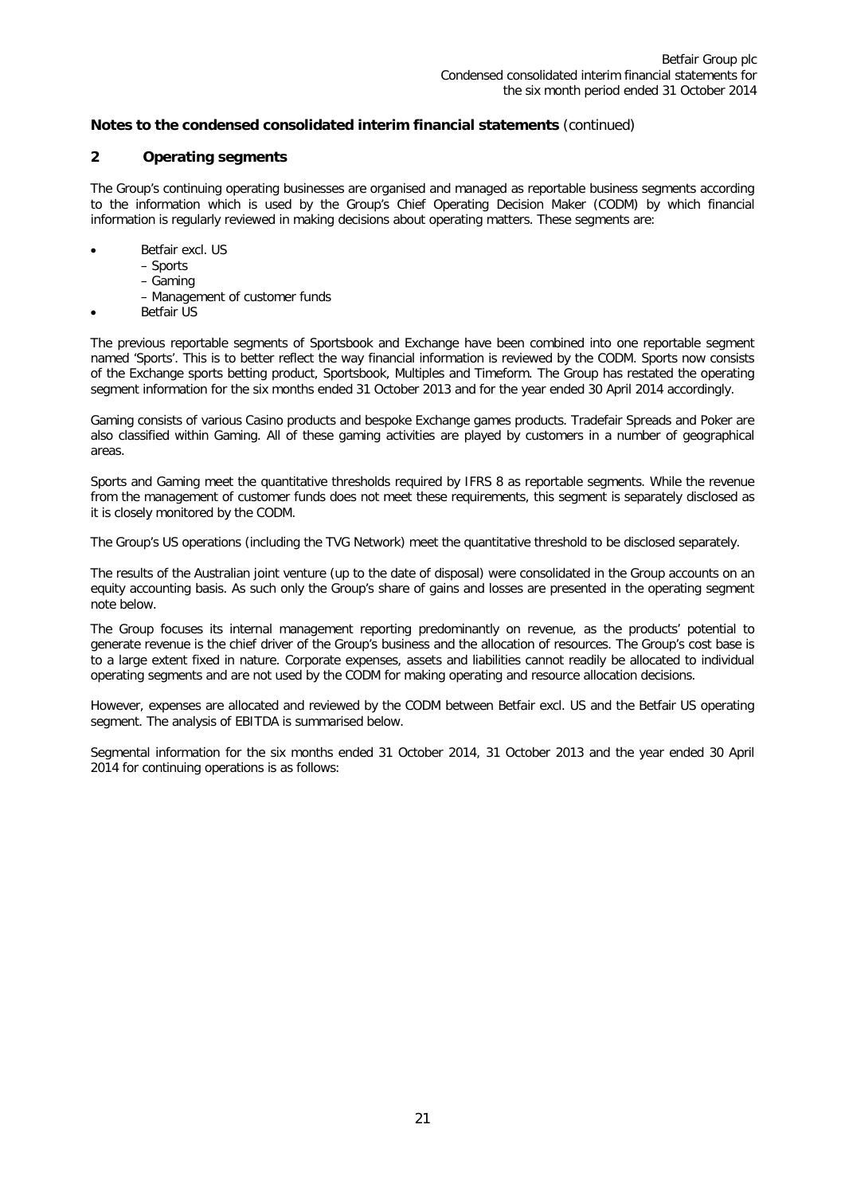## Notes to the condensed consolidated interim financial statements (continued)

### 2 Operating segments

The Group's continuing operating businesses are organised and managed as reportable business segments according to the information which is used by the Group's Chief Operating Decision Maker (CODM) by which financial information is regularly reviewed in making decisions about operating matters. These segments are:

- Betfair excl. US
  - – Sports
  - – Gaming
  - – Management of customer funds
- Betfair US

The previous reportable segments of Sportsbook and Exchange have been combined into one reportable segment named 'Sports'. This is to better reflect the way financial information is reviewed by the CODM. Sports now consists of the Exchange sports betting product, Sportsbook, Multiples and Timeform. The Group has restated the operating segment information for the six months ended 31 October 2013 and for the year ended 30 April 2014 accordingly.

Gaming consists of various Casino products and bespoke Exchange games products. Tradefair Spreads and Poker are also classified within Gaming. All of these gaming activities are played by customers in a number of geographical areas.

Sports and Gaming meet the quantitative thresholds required by IFRS 8 as reportable segments. While the revenue from the management of customer funds does not meet these requirements, this segment is separately disclosed as it is closely monitored by the CODM.

The Group's US operations (including the TVG Network) meet the quantitative threshold to be disclosed separately.

The results of the Australian joint venture (up to the date of disposal) were consolidated in the Group accounts on an equity accounting basis. As such only the Group's share of gains and losses are presented in the operating segment note below.

The Group focuses its internal management reporting predominantly on revenue, as the products' potential to generate revenue is the chief driver of the Group's business and the allocation of resources. The Group's cost base is to a large extent fixed in nature. Corporate expenses, assets and liabilities cannot readily be allocated to individual operating segments and are not used by the CODM for making operating and resource allocation decisions.

However, expenses are allocated and reviewed by the CODM between Betfair excl. US and the Betfair US operating segment. The analysis of EBITDA is summarised below.

Segmental information for the six months ended 31 October 2014, 31 October 2013 and the year ended 30 April 2014 for continuing operations is as follows: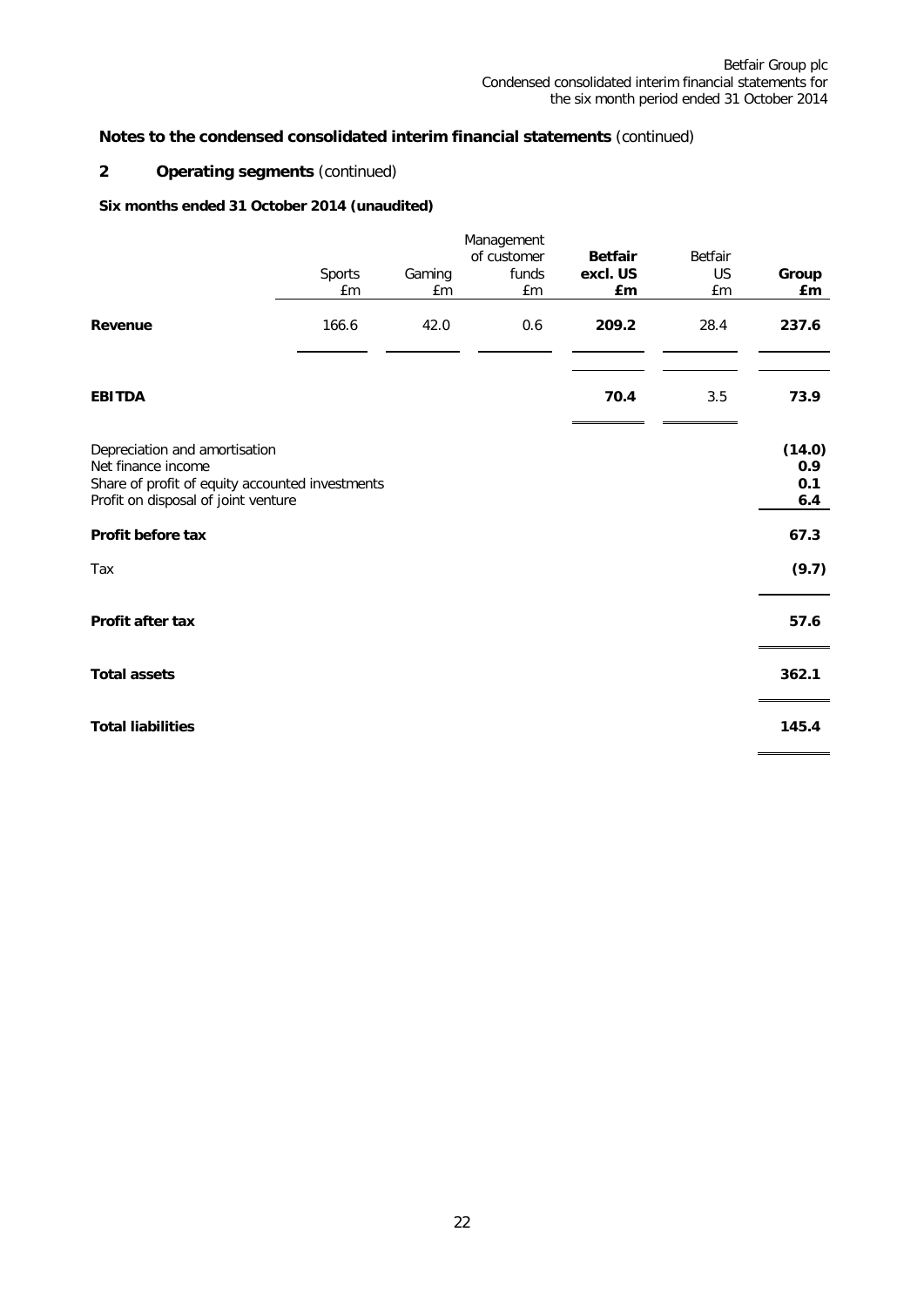## Notes to the condensed consolidated interim financial statements (continued)

### 2 Operating segments (continued)

**Six months ended 31 October 2014 (unaudited)**

| | Sports £m | Gaming £m | Management of customer funds £m | **Betfair excl. US £m** | Betfair US £m | **Group £m** |
|---|---|---|---|---|---|---|
| **Revenue** | 166.6 | 42.0 | 0.6 | **209.2** | 28.4 | **237.6** |
| **EBITDA** | | | | **70.4** | 3.5 | **73.9** |
| Depreciation and amortisation | | | | | | **(14.0)** |
| Net finance income | | | | | | **0.9** |
| Share of profit of equity accounted investments | | | | | | **0.1** |
| Profit on disposal of joint venture | | | | | | **6.4** |
| **Profit before tax** | | | | | | **67.3** |
| Tax | | | | | | **(9.7)** |
| **Profit after tax** | | | | | | **57.6** |
| **Total assets** | | | | | | **362.1** |
| **Total liabilities** | | | | | | **145.4** |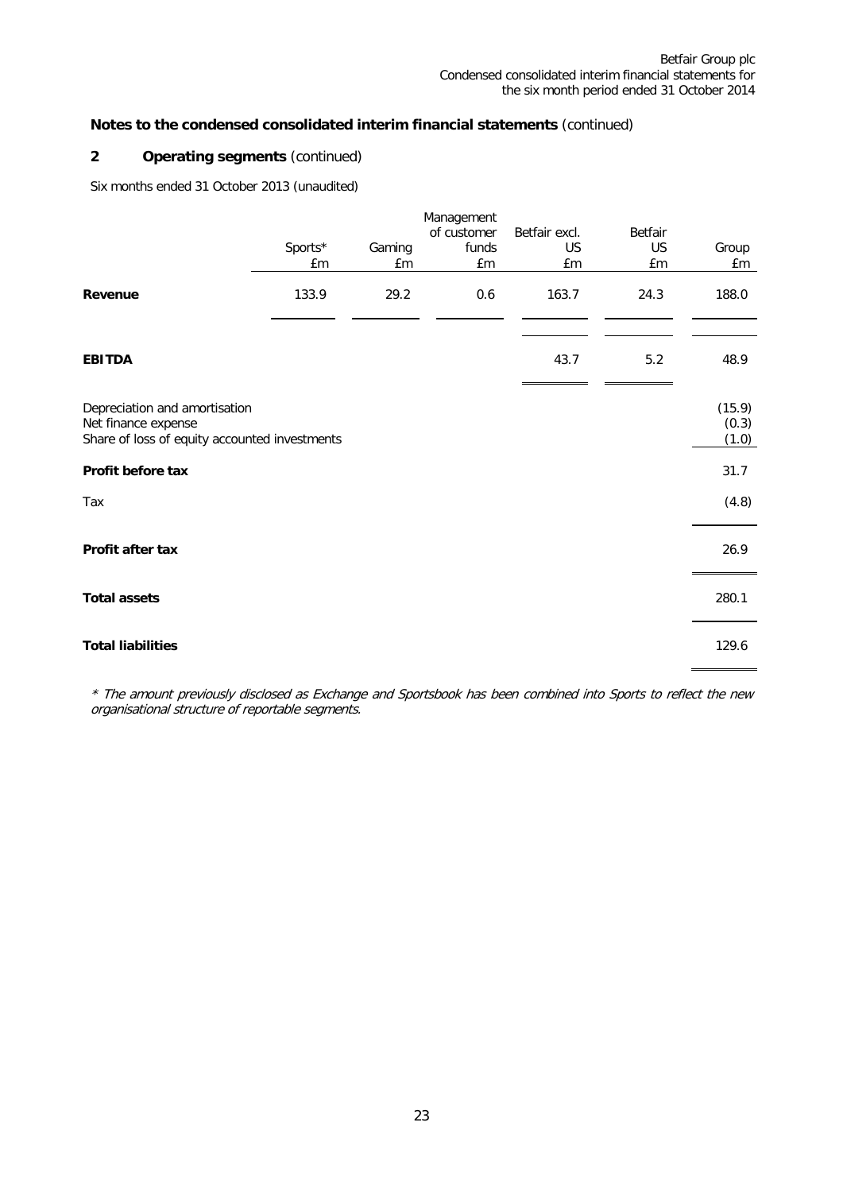## Notes to the condensed consolidated interim financial statements (continued)

### 2 Operating segments (continued)

Six months ended 31 October 2013 (unaudited)

| | Sports* £m | Gaming £m | Management of customer funds £m | Betfair excl. US £m | Betfair US £m | Group £m |
|---|---|---|---|---|---|---|
| **Revenue** | 133.9 | 29.2 | 0.6 | 163.7 | 24.3 | 188.0 |
| **EBITDA** | | | | 43.7 | 5.2 | 48.9 |
| Depreciation and amortisation | | | | | | (15.9) |
| Net finance expense | | | | | | (0.3) |
| Share of loss of equity accounted investments | | | | | | (1.0) |
| **Profit before tax** | | | | | | 31.7 |
| Tax | | | | | | (4.8) |
| **Profit after tax** | | | | | | 26.9 |
| **Total assets** | | | | | | 280.1 |
| **Total liabilities** | | | | | | 129.6 |

*\* The amount previously disclosed as Exchange and Sportsbook has been combined into Sports to reflect the new organisational structure of reportable segments.*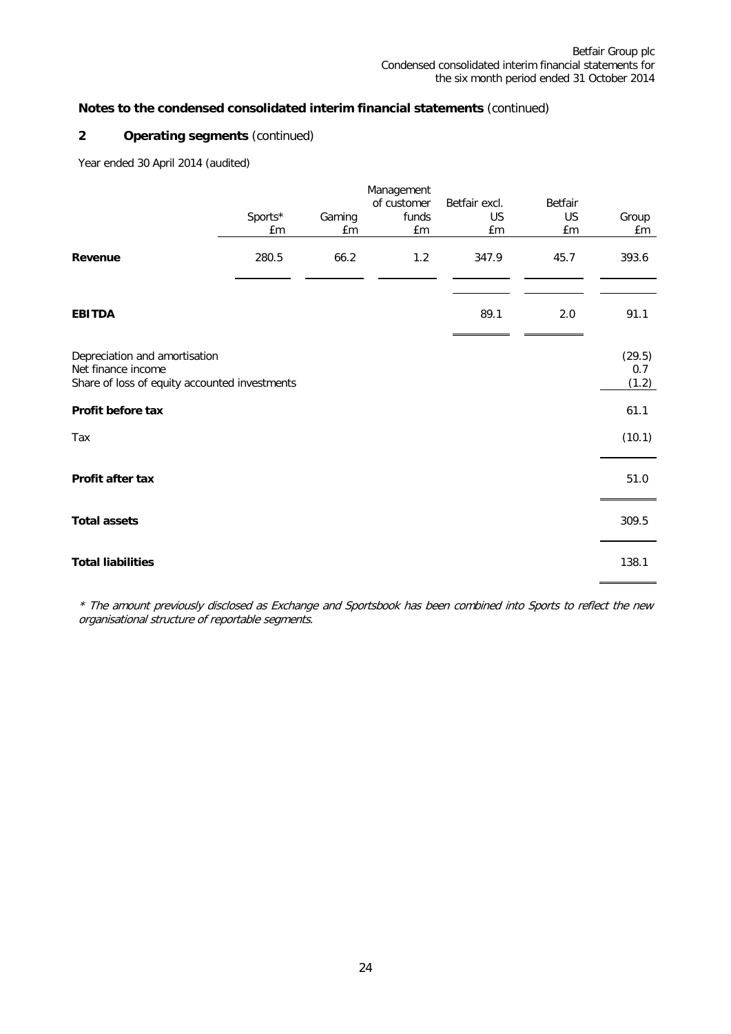**Notes to the condensed consolidated interim financial statements** (continued)

## 2 Operating segments (continued)

Year ended 30 April 2014 (audited)

| | Sports* £m | Gaming £m | Management of customer funds £m | Betfair excl. US £m | Betfair US £m | Group £m |
|---|---|---|---|---|---|---|
| **Revenue** | 280.5 | 66.2 | 1.2 | 347.9 | 45.7 | 393.6 |
| **EBITDA** | | | | 89.1 | 2.0 | 91.1 |
| Depreciation and amortisation | | | | | | (29.5) |
| Net finance income | | | | | | 0.7 |
| Share of loss of equity accounted investments | | | | | | (1.2) |
| **Profit before tax** | | | | | | 61.1 |
| Tax | | | | | | (10.1) |
| **Profit after tax** | | | | | | 51.0 |
| **Total assets** | | | | | | 309.5 |
| **Total liabilities** | | | | | | 138.1 |

*\* The amount previously disclosed as Exchange and Sportsbook has been combined into Sports to reflect the new organisational structure of reportable segments.*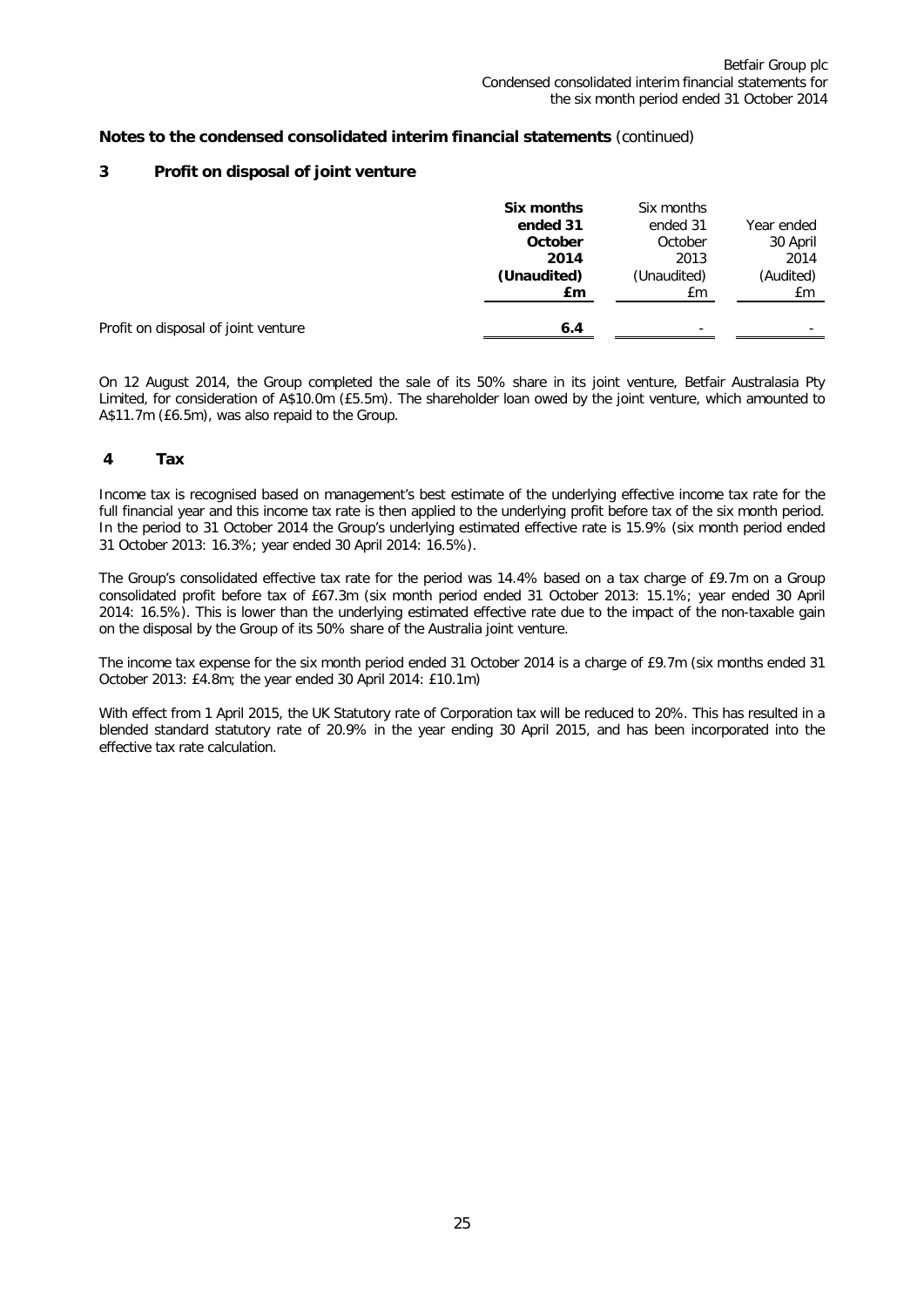## Notes to the condensed consolidated interim financial statements (continued)

### 3 Profit on disposal of joint venture

| | **Six months ended 31 October 2014 (Unaudited) £m** | Six months ended 31 October 2013 (Unaudited) £m | Year ended 30 April 2014 (Audited) £m |
|---|---|---|---|
| Profit on disposal of joint venture | **6.4** | - | - |

On 12 August 2014, the Group completed the sale of its 50% share in its joint venture, Betfair Australasia Pty Limited, for consideration of A$10.0m (£5.5m). The shareholder loan owed by the joint venture, which amounted to A$11.7m (£6.5m), was also repaid to the Group.

### 4 Tax

Income tax is recognised based on management's best estimate of the underlying effective income tax rate for the full financial year and this income tax rate is then applied to the underlying profit before tax of the six month period. In the period to 31 October 2014 the Group's underlying estimated effective rate is 15.9% (six month period ended 31 October 2013: 16.3%; year ended 30 April 2014: 16.5%).

The Group's consolidated effective tax rate for the period was 14.4% based on a tax charge of £9.7m on a Group consolidated profit before tax of £67.3m (six month period ended 31 October 2013: 15.1%; year ended 30 April 2014: 16.5%). This is lower than the underlying estimated effective rate due to the impact of the non-taxable gain on the disposal by the Group of its 50% share of the Australia joint venture.

The income tax expense for the six month period ended 31 October 2014 is a charge of £9.7m (six months ended 31 October 2013: £4.8m; the year ended 30 April 2014: £10.1m)

With effect from 1 April 2015, the UK Statutory rate of Corporation tax will be reduced to 20%. This has resulted in a blended standard statutory rate of 20.9% in the year ending 30 April 2015, and has been incorporated into the effective tax rate calculation.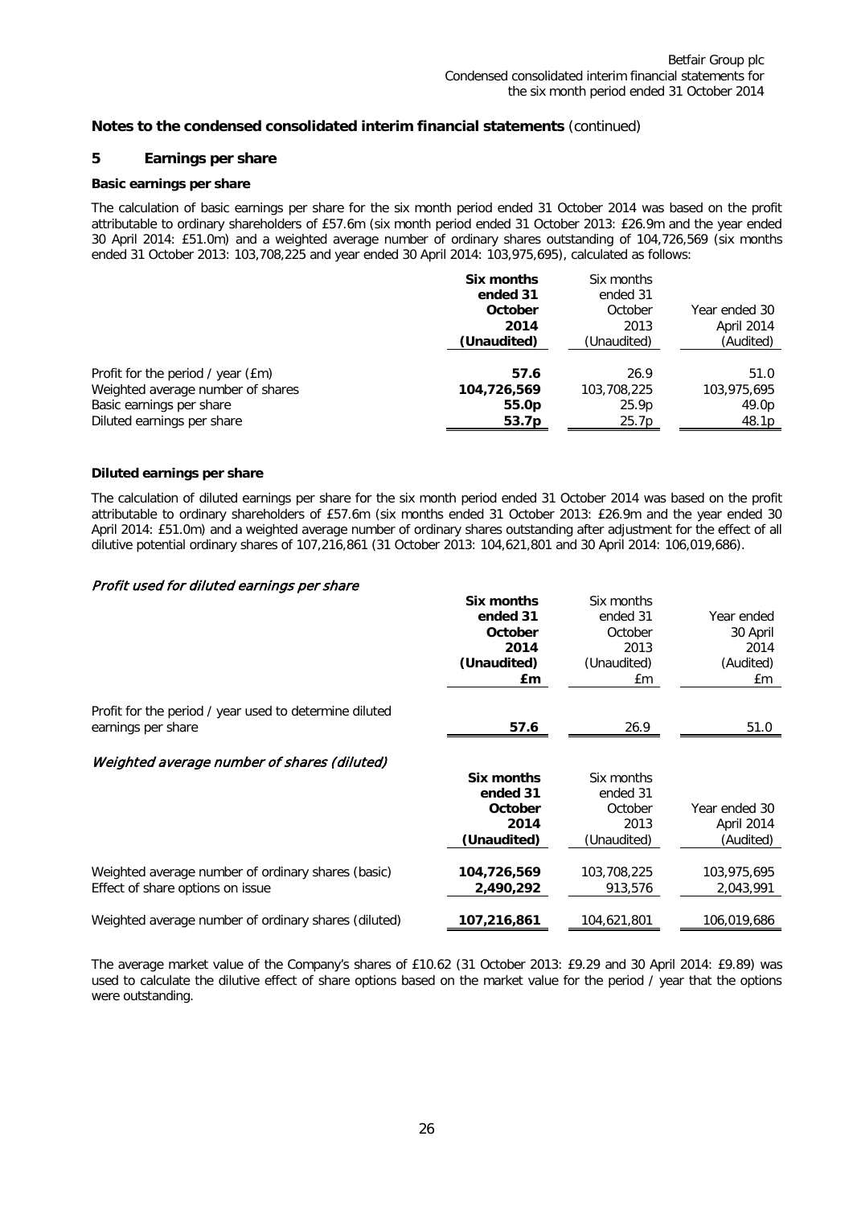## Notes to the condensed consolidated interim financial statements (continued)

### 5 Earnings per share

**Basic earnings per share**

The calculation of basic earnings per share for the six month period ended 31 October 2014 was based on the profit attributable to ordinary shareholders of £57.6m (six month period ended 31 October 2013: £26.9m and the year ended 30 April 2014: £51.0m) and a weighted average number of ordinary shares outstanding of 104,726,569 (six months ended 31 October 2013: 103,708,225 and year ended 30 April 2014: 103,975,695), calculated as follows:

| | **Six months ended 31 October 2014 (Unaudited)** | Six months ended 31 October 2013 (Unaudited) | Year ended 30 April 2014 (Audited) |
|---|---|---|---|
| Profit for the period / year (£m) | **57.6** | 26.9 | 51.0 |
| Weighted average number of shares | **104,726,569** | 103,708,225 | 103,975,695 |
| Basic earnings per share | **55.0p** | 25.9p | 49.0p |
| Diluted earnings per share | **53.7p** | 25.7p | 48.1p |

**Diluted earnings per share**

The calculation of diluted earnings per share for the six month period ended 31 October 2014 was based on the profit attributable to ordinary shareholders of £57.6m (six months ended 31 October 2013: £26.9m and the year ended 30 April 2014: £51.0m) and a weighted average number of ordinary shares outstanding after adjustment for the effect of all dilutive potential ordinary shares of 107,216,861 (31 October 2013: 104,621,801 and 30 April 2014: 106,019,686).

*Profit used for diluted earnings per share*

| | **Six months ended 31 October 2014 (Unaudited) £m** | Six months ended 31 October 2013 (Unaudited) £m | Year ended 30 April 2014 (Audited) £m |
|---|---|---|---|
| Profit for the period / year used to determine diluted earnings per share | **57.6** | 26.9 | 51.0 |

*Weighted average number of shares (diluted)*

| | **Six months ended 31 October 2014 (Unaudited)** | Six months ended 31 October 2013 (Unaudited) | Year ended 30 April 2014 (Audited) |
|---|---|---|---|
| Weighted average number of ordinary shares (basic) | **104,726,569** | 103,708,225 | 103,975,695 |
| Effect of share options on issue | **2,490,292** | 913,576 | 2,043,991 |
| Weighted average number of ordinary shares (diluted) | **107,216,861** | 104,621,801 | 106,019,686 |

The average market value of the Company's shares of £10.62 (31 October 2013: £9.29 and 30 April 2014: £9.89) was used to calculate the dilutive effect of share options based on the market value for the period / year that the options were outstanding.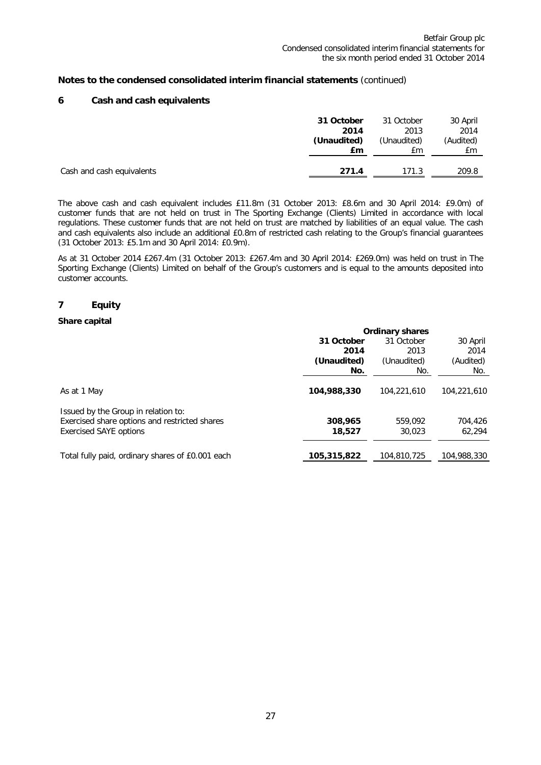## Notes to the condensed consolidated interim financial statements (continued)

### 6 Cash and cash equivalents

| | **31 October 2014 (Unaudited) £m** | 31 October 2013 (Unaudited) £m | 30 April 2014 (Audited) £m |
|---|---|---|---|
| Cash and cash equivalents | **271.4** | 171.3 | 209.8 |

The above cash and cash equivalent includes £11.8m (31 October 2013: £8.6m and 30 April 2014: £9.0m) of customer funds that are not held on trust in The Sporting Exchange (Clients) Limited in accordance with local regulations. These customer funds that are not held on trust are matched by liabilities of an equal value. The cash and cash equivalents also include an additional £0.8m of restricted cash relating to the Group's financial guarantees (31 October 2013: £5.1m and 30 April 2014: £0.9m).

As at 31 October 2014 £267.4m (31 October 2013: £267.4m and 30 April 2014: £269.0m) was held on trust in The Sporting Exchange (Clients) Limited on behalf of the Group's customers and is equal to the amounts deposited into customer accounts.

### 7 Equity

**Share capital**

| | **Ordinary shares** | | |
|---|---|---|---|
| | **31 October 2014 (Unaudited) No.** | 31 October 2013 (Unaudited) No. | 30 April 2014 (Audited) No. |
| As at 1 May | **104,988,330** | 104,221,610 | 104,221,610 |
| Issued by the Group in relation to: | | | |
| Exercised share options and restricted shares | **308,965** | 559,092 | 704,426 |
| Exercised SAYE options | **18,527** | 30,023 | 62,294 |
| Total fully paid, ordinary shares of £0.001 each | **105,315,822** | 104,810,725 | 104,988,330 |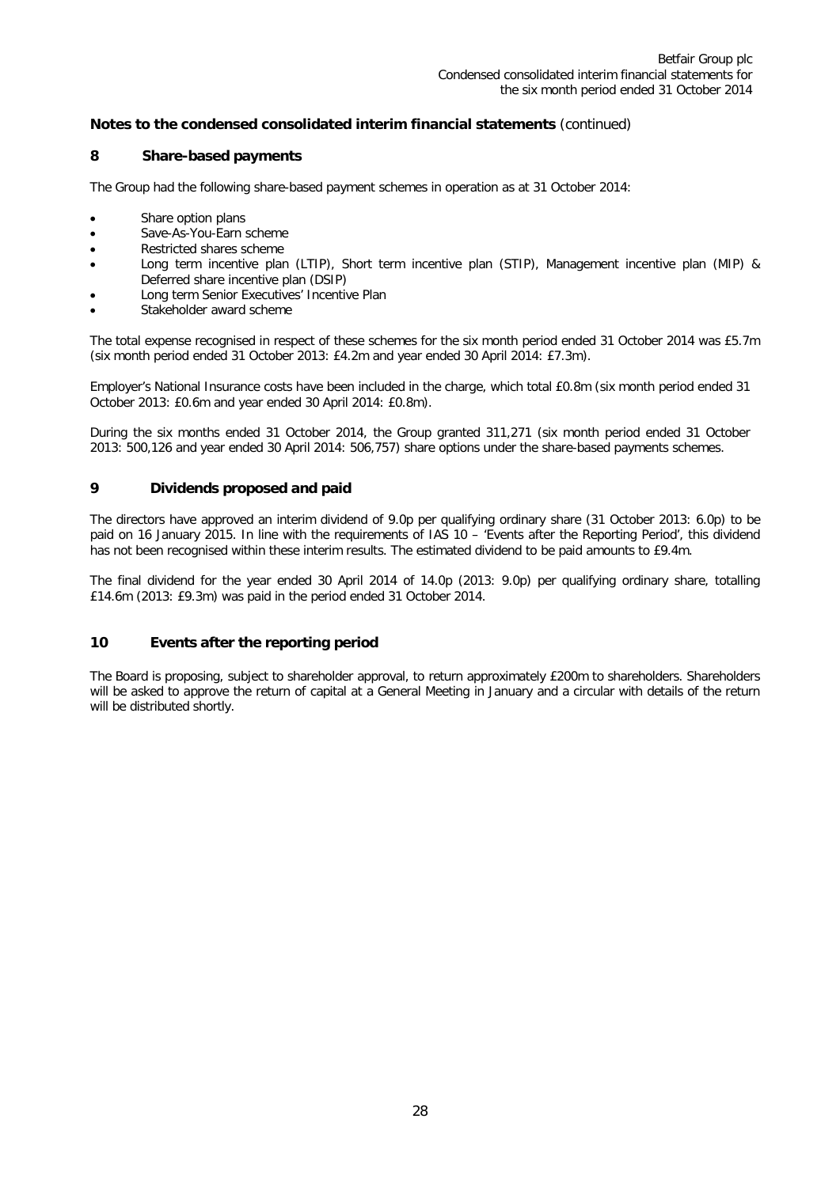**Notes to the condensed consolidated interim financial statements** (continued)

## 8 Share-based payments

The Group had the following share-based payment schemes in operation as at 31 October 2014:

- Share option plans
- Save-As-You-Earn scheme
- Restricted shares scheme
- Long term incentive plan (LTIP), Short term incentive plan (STIP), Management incentive plan (MIP) & Deferred share incentive plan (DSIP)
- Long term Senior Executives' Incentive Plan
- Stakeholder award scheme

The total expense recognised in respect of these schemes for the six month period ended 31 October 2014 was £5.7m (six month period ended 31 October 2013: £4.2m and year ended 30 April 2014: £7.3m).

Employer's National Insurance costs have been included in the charge, which total £0.8m (six month period ended 31 October 2013: £0.6m and year ended 30 April 2014: £0.8m).

During the six months ended 31 October 2014, the Group granted 311,271 (six month period ended 31 October 2013: 500,126 and year ended 30 April 2014: 506,757) share options under the share-based payments schemes.

## 9 Dividends proposed and paid

The directors have approved an interim dividend of 9.0p per qualifying ordinary share (31 October 2013: 6.0p) to be paid on 16 January 2015. In line with the requirements of IAS 10 – 'Events after the Reporting Period', this dividend has not been recognised within these interim results. The estimated dividend to be paid amounts to £9.4m.

The final dividend for the year ended 30 April 2014 of 14.0p (2013: 9.0p) per qualifying ordinary share, totalling £14.6m (2013: £9.3m) was paid in the period ended 31 October 2014.

## 10 Events after the reporting period

The Board is proposing, subject to shareholder approval, to return approximately £200m to shareholders. Shareholders will be asked to approve the return of capital at a General Meeting in January and a circular with details of the return will be distributed shortly.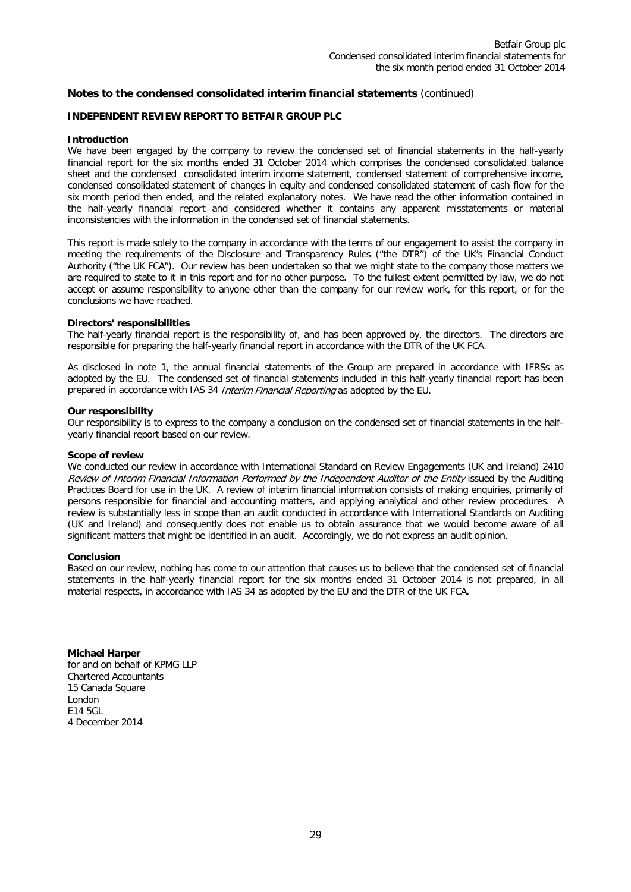## Notes to the condensed consolidated interim financial statements (continued)

### INDEPENDENT REVIEW REPORT TO BETFAIR GROUP PLC

**Introduction**

We have been engaged by the company to review the condensed set of financial statements in the half-yearly financial report for the six months ended 31 October 2014 which comprises the condensed consolidated balance sheet and the condensed consolidated interim income statement, condensed statement of comprehensive income, condensed consolidated statement of changes in equity and condensed consolidated statement of cash flow for the six month period then ended, and the related explanatory notes. We have read the other information contained in the half-yearly financial report and considered whether it contains any apparent misstatements or material inconsistencies with the information in the condensed set of financial statements.

This report is made solely to the company in accordance with the terms of our engagement to assist the company in meeting the requirements of the Disclosure and Transparency Rules ("the DTR") of the UK's Financial Conduct Authority ("the UK FCA"). Our review has been undertaken so that we might state to the company those matters we are required to state to it in this report and for no other purpose. To the fullest extent permitted by law, we do not accept or assume responsibility to anyone other than the company for our review work, for this report, or for the conclusions we have reached.

**Directors' responsibilities**

The half-yearly financial report is the responsibility of, and has been approved by, the directors. The directors are responsible for preparing the half-yearly financial report in accordance with the DTR of the UK FCA.

As disclosed in note 1, the annual financial statements of the Group are prepared in accordance with IFRSs as adopted by the EU. The condensed set of financial statements included in this half-yearly financial report has been prepared in accordance with IAS 34 *Interim Financial Reporting* as adopted by the EU.

**Our responsibility**

Our responsibility is to express to the company a conclusion on the condensed set of financial statements in the half-yearly financial report based on our review.

**Scope of review**

We conducted our review in accordance with International Standard on Review Engagements (UK and Ireland) 2410 *Review of Interim Financial Information Performed by the Independent Auditor of the Entity* issued by the Auditing Practices Board for use in the UK. A review of interim financial information consists of making enquiries, primarily of persons responsible for financial and accounting matters, and applying analytical and other review procedures. A review is substantially less in scope than an audit conducted in accordance with International Standards on Auditing (UK and Ireland) and consequently does not enable us to obtain assurance that we would become aware of all significant matters that might be identified in an audit. Accordingly, we do not express an audit opinion.

**Conclusion**

Based on our review, nothing has come to our attention that causes us to believe that the condensed set of financial statements in the half-yearly financial report for the six months ended 31 October 2014 is not prepared, in all material respects, in accordance with IAS 34 as adopted by the EU and the DTR of the UK FCA.

**Michael Harper**
for and on behalf of KPMG LLP
Chartered Accountants
15 Canada Square
London
E14 5GL
4 December 2014